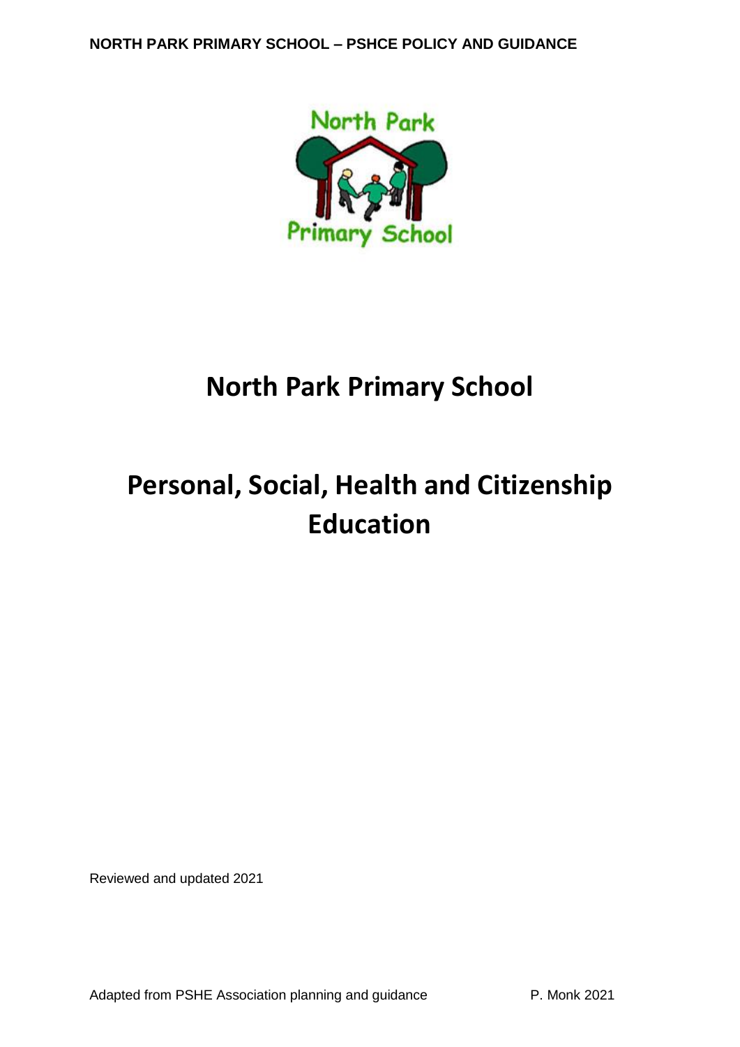# North Park Primary School

# Personal, Social, Health and Citizenship Education

Reviewed and updated 2021

Adapted from PSHE Association planning and guidance — P. Monk 2021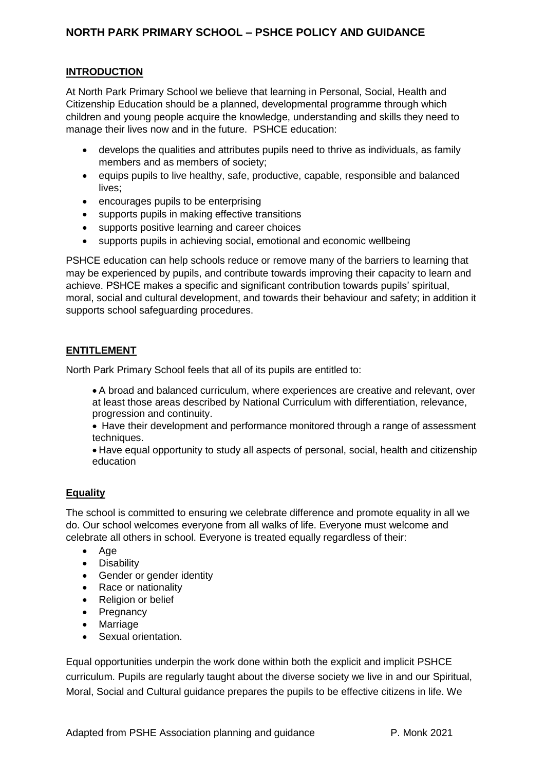# NORTH PARK PRIMARY SCHOOL – PSHCE POLICY AND GUIDANCE

## INTRODUCTION

At North Park Primary School we believe that learning in Personal, Social, Health and Citizenship Education should be a planned, developmental programme through which children and young people acquire the knowledge, understanding and skills they need to manage their lives now and in the future. PSHCE education:

- develops the qualities and attributes pupils need to thrive as individuals, as family members and as members of society;
- equips pupils to live healthy, safe, productive, capable, responsible and balanced lives;
- encourages pupils to be enterprising
- supports pupils in making effective transitions
- supports positive learning and career choices
- supports pupils in achieving social, emotional and economic wellbeing

PSHCE education can help schools reduce or remove many of the barriers to learning that may be experienced by pupils, and contribute towards improving their capacity to learn and achieve. PSHCE makes a specific and significant contribution towards pupils' spiritual, moral, social and cultural development, and towards their behaviour and safety; in addition it supports school safeguarding procedures.

## ENTITLEMENT

North Park Primary School feels that all of its pupils are entitled to:

- A broad and balanced curriculum, where experiences are creative and relevant, over at least those areas described by National Curriculum with differentiation, relevance, progression and continuity.
- Have their development and performance monitored through a range of assessment techniques.
- Have equal opportunity to study all aspects of personal, social, health and citizenship education

## Equality

The school is committed to ensuring we celebrate difference and promote equality in all we do. Our school welcomes everyone from all walks of life. Everyone must welcome and celebrate all others in school. Everyone is treated equally regardless of their:

- Age
- Disability
- Gender or gender identity
- Race or nationality
- Religion or belief
- Pregnancy
- Marriage
- Sexual orientation.

Equal opportunities underpin the work done within both the explicit and implicit PSHCE curriculum. Pupils are regularly taught about the diverse society we live in and our Spiritual, Moral, Social and Cultural guidance prepares the pupils to be effective citizens in life. We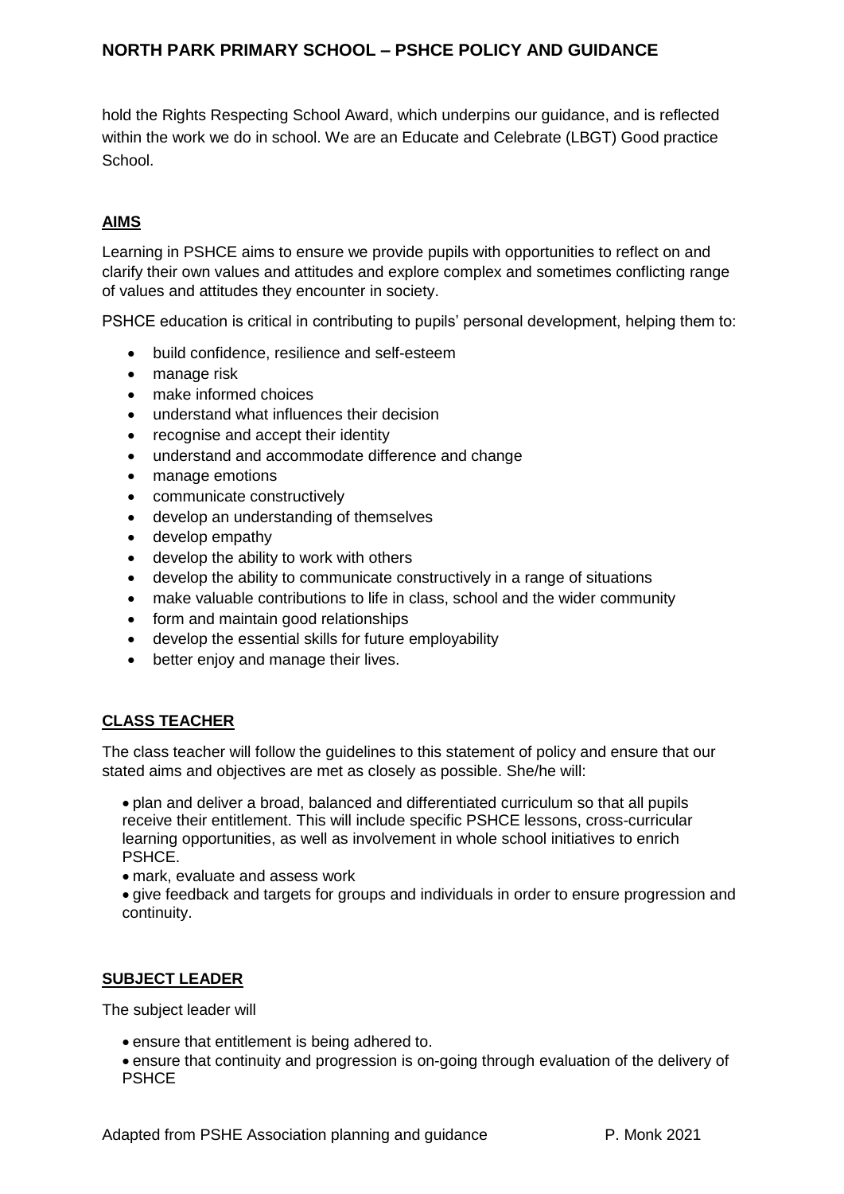hold the Rights Respecting School Award, which underpins our guidance, and is reflected within the work we do in school. We are an Educate and Celebrate (LBGT) Good practice School.

## AIMS

Learning in PSHCE aims to ensure we provide pupils with opportunities to reflect on and clarify their own values and attitudes and explore complex and sometimes conflicting range of values and attitudes they encounter in society.

PSHCE education is critical in contributing to pupils' personal development, helping them to:

- build confidence, resilience and self-esteem
- manage risk
- make informed choices
- understand what influences their decision
- recognise and accept their identity
- understand and accommodate difference and change
- manage emotions
- communicate constructively
- develop an understanding of themselves
- develop empathy
- develop the ability to work with others
- develop the ability to communicate constructively in a range of situations
- make valuable contributions to life in class, school and the wider community
- form and maintain good relationships
- develop the essential skills for future employability
- better enjoy and manage their lives.

## CLASS TEACHER

The class teacher will follow the guidelines to this statement of policy and ensure that our stated aims and objectives are met as closely as possible. She/he will:

- plan and deliver a broad, balanced and differentiated curriculum so that all pupils receive their entitlement. This will include specific PSHCE lessons, cross-curricular learning opportunities, as well as involvement in whole school initiatives to enrich PSHCE.
- mark, evaluate and assess work
- give feedback and targets for groups and individuals in order to ensure progression and continuity.

## SUBJECT LEADER

The subject leader will

- ensure that entitlement is being adhered to.
- ensure that continuity and progression is on-going through evaluation of the delivery of PSHCE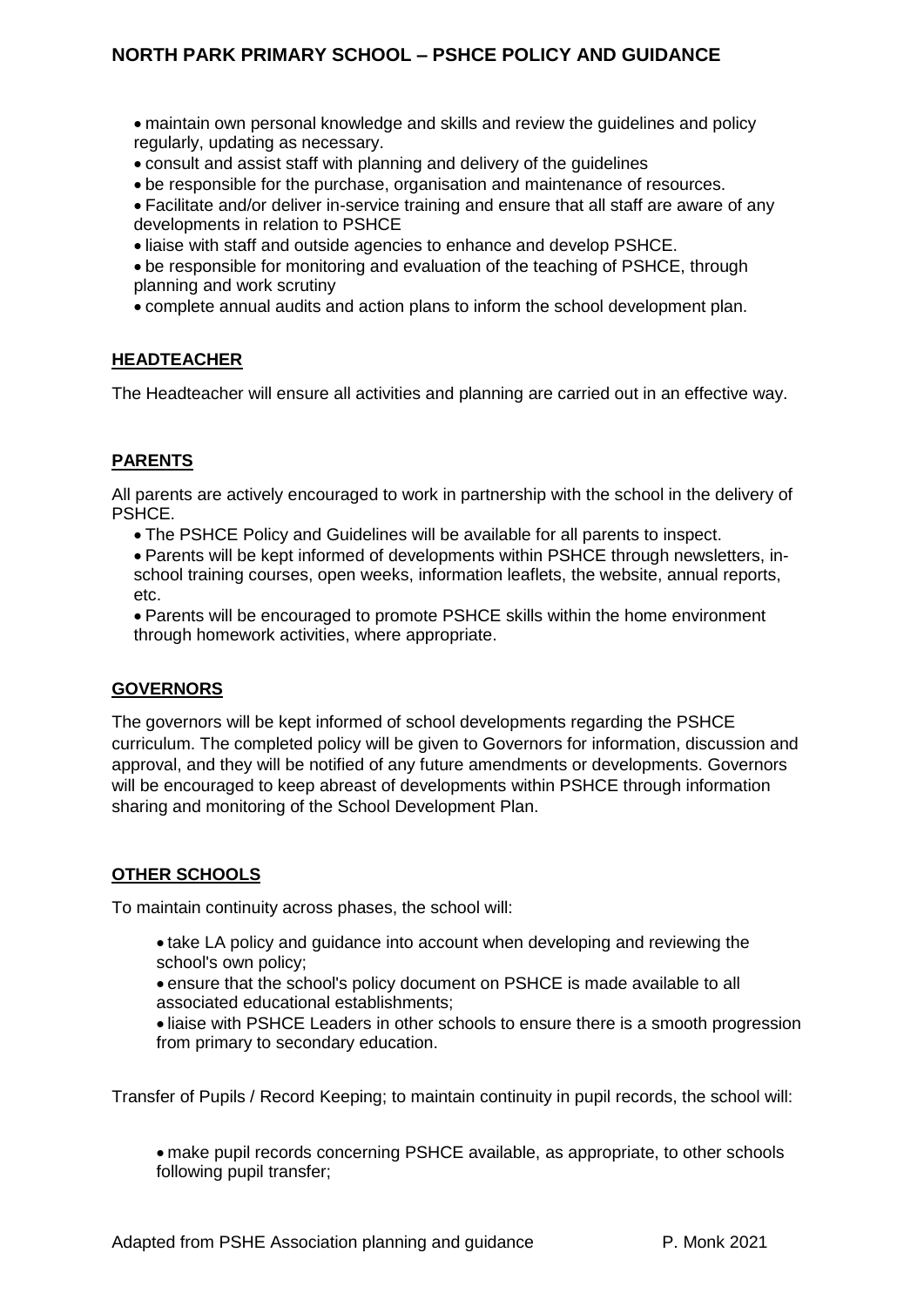- maintain own personal knowledge and skills and review the guidelines and policy regularly, updating as necessary.
- consult and assist staff with planning and delivery of the guidelines
- be responsible for the purchase, organisation and maintenance of resources.
- Facilitate and/or deliver in-service training and ensure that all staff are aware of any developments in relation to PSHCE
- liaise with staff and outside agencies to enhance and develop PSHCE.
- be responsible for monitoring and evaluation of the teaching of PSHCE, through planning and work scrutiny
- complete annual audits and action plans to inform the school development plan.

## HEADTEACHER

The Headteacher will ensure all activities and planning are carried out in an effective way.

## PARENTS

All parents are actively encouraged to work in partnership with the school in the delivery of PSHCE.

- The PSHCE Policy and Guidelines will be available for all parents to inspect.
- Parents will be kept informed of developments within PSHCE through newsletters, in-school training courses, open weeks, information leaflets, the website, annual reports, etc.
- Parents will be encouraged to promote PSHCE skills within the home environment through homework activities, where appropriate.

## GOVERNORS

The governors will be kept informed of school developments regarding the PSHCE curriculum. The completed policy will be given to Governors for information, discussion and approval, and they will be notified of any future amendments or developments. Governors will be encouraged to keep abreast of developments within PSHCE through information sharing and monitoring of the School Development Plan.

## OTHER SCHOOLS

To maintain continuity across phases, the school will:

- take LA policy and guidance into account when developing and reviewing the school's own policy;
- ensure that the school's policy document on PSHCE is made available to all associated educational establishments;
- liaise with PSHCE Leaders in other schools to ensure there is a smooth progression from primary to secondary education.

Transfer of Pupils / Record Keeping; to maintain continuity in pupil records, the school will:

- make pupil records concerning PSHCE available, as appropriate, to other schools following pupil transfer;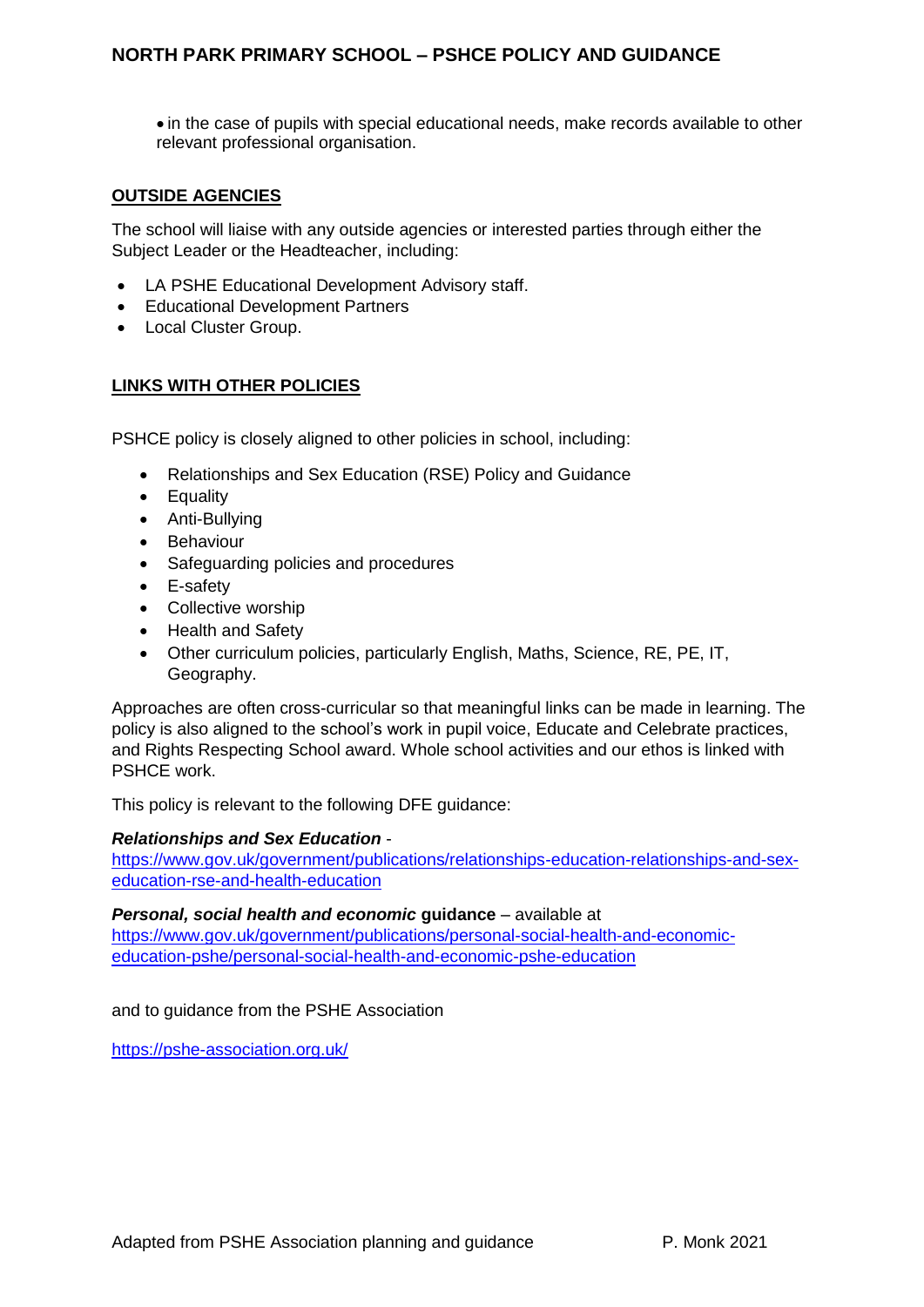- in the case of pupils with special educational needs, make records available to other relevant professional organisation.

## OUTSIDE AGENCIES

The school will liaise with any outside agencies or interested parties through either the Subject Leader or the Headteacher, including:

- LA PSHE Educational Development Advisory staff.
- Educational Development Partners
- Local Cluster Group.

## LINKS WITH OTHER POLICIES

PSHCE policy is closely aligned to other policies in school, including:

- Relationships and Sex Education (RSE) Policy and Guidance
- Equality
- Anti-Bullying
- Behaviour
- Safeguarding policies and procedures
- E-safety
- Collective worship
- Health and Safety
- Other curriculum policies, particularly English, Maths, Science, RE, PE, IT, Geography.

Approaches are often cross-curricular so that meaningful links can be made in learning. The policy is also aligned to the school's work in pupil voice, Educate and Celebrate practices, and Rights Respecting School award. Whole school activities and our ethos is linked with PSHCE work.

This policy is relevant to the following DFE guidance:

***Relationships and Sex Education*** - [https://www.gov.uk/government/publications/relationships-education-relationships-and-sex-education-rse-and-health-education](https://www.gov.uk/government/publications/relationships-education-relationships-and-sex-education-rse-and-health-education)

***Personal, social health and economic*** **guidance** – available at [https://www.gov.uk/government/publications/personal-social-health-and-economic-education-pshe/personal-social-health-and-economic-pshe-education](https://www.gov.uk/government/publications/personal-social-health-and-economic-education-pshe/personal-social-health-and-economic-pshe-education)

and to guidance from the PSHE Association

[https://pshe-association.org.uk/](https://pshe-association.org.uk/)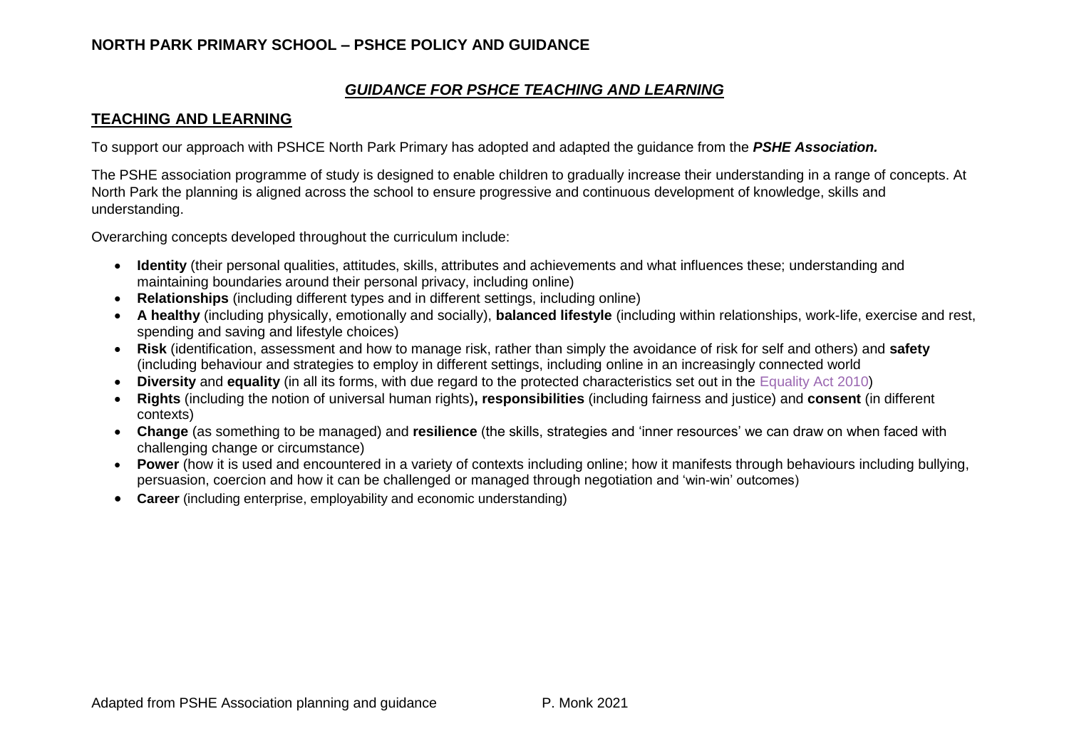## NORTH PARK PRIMARY SCHOOL – PSHCE POLICY AND GUIDANCE

### *GUIDANCE FOR PSHCE TEACHING AND LEARNING*

### TEACHING AND LEARNING

To support our approach with PSHCE North Park Primary has adopted and adapted the guidance from the ***PSHE Association.***

The PSHE association programme of study is designed to enable children to gradually increase their understanding in a range of concepts. At North Park the planning is aligned across the school to ensure progressive and continuous development of knowledge, skills and understanding.

Overarching concepts developed throughout the curriculum include:

- **Identity** (their personal qualities, attitudes, skills, attributes and achievements and what influences these; understanding and maintaining boundaries around their personal privacy, including online)
- **Relationships** (including different types and in different settings, including online)
- **A healthy** (including physically, emotionally and socially), **balanced lifestyle** (including within relationships, work-life, exercise and rest, spending and saving and lifestyle choices)
- **Risk** (identification, assessment and how to manage risk, rather than simply the avoidance of risk for self and others) and **safety** (including behaviour and strategies to employ in different settings, including online in an increasingly connected world
- **Diversity** and **equality** (in all its forms, with due regard to the protected characteristics set out in the Equality Act 2010)
- **Rights** (including the notion of universal human rights)**, responsibilities** (including fairness and justice) and **consent** (in different contexts)
- **Change** (as something to be managed) and **resilience** (the skills, strategies and 'inner resources' we can draw on when faced with challenging change or circumstance)
- **Power** (how it is used and encountered in a variety of contexts including online; how it manifests through behaviours including bullying, persuasion, coercion and how it can be challenged or managed through negotiation and 'win-win' outcomes)
- **Career** (including enterprise, employability and economic understanding)

Adapted from PSHE Association planning and guidance P. Monk 2021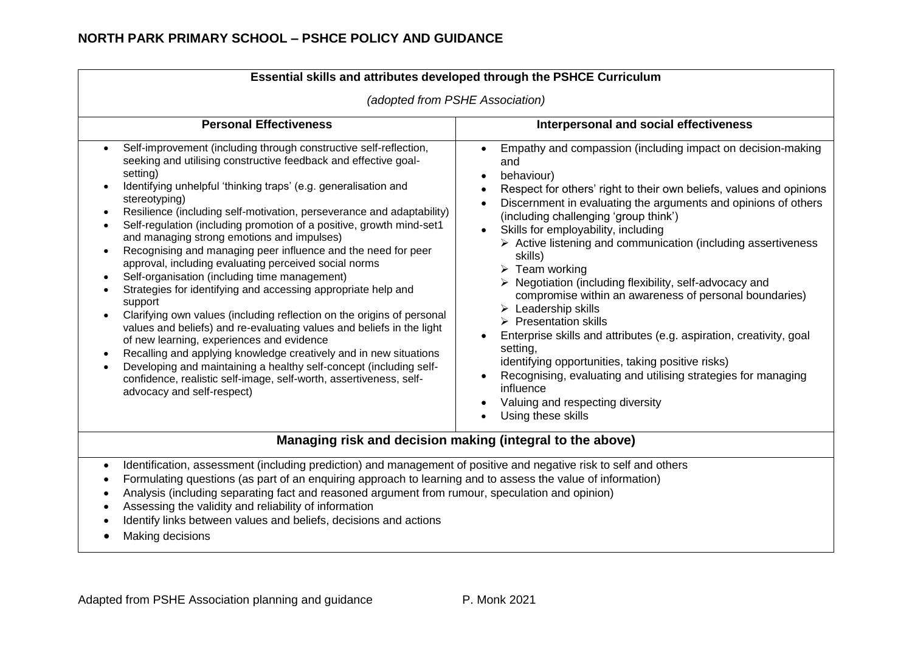## NORTH PARK PRIMARY SCHOOL – PSHCE POLICY AND GUIDANCE

**Essential skills and attributes developed through the PSHCE Curriculum**

*(adopted from PSHE Association)*

| Personal Effectiveness | Interpersonal and social effectiveness |
|---|---|
| • Self-improvement (including through constructive self-reflection, seeking and utilising constructive feedback and effective goal-setting)<br>• Identifying unhelpful 'thinking traps' (e.g. generalisation and stereotyping)<br>• Resilience (including self-motivation, perseverance and adaptability)<br>• Self-regulation (including promotion of a positive, growth mind-set1 and managing strong emotions and impulses)<br>• Recognising and managing peer influence and the need for peer approval, including evaluating perceived social norms<br>• Self-organisation (including time management)<br>• Strategies for identifying and accessing appropriate help and support<br>• Clarifying own values (including reflection on the origins of personal values and beliefs) and re-evaluating values and beliefs in the light of new learning, experiences and evidence<br>• Recalling and applying knowledge creatively and in new situations<br>• Developing and maintaining a healthy self-concept (including self-confidence, realistic self-image, self-worth, assertiveness, self-advocacy and self-respect) | • Empathy and compassion (including impact on decision-making and<br>• behaviour)<br>• Respect for others' right to their own beliefs, values and opinions<br>• Discernment in evaluating the arguments and opinions of others (including challenging 'group think')<br>• Skills for employability, including<br>  ➢ Active listening and communication (including assertiveness skills)<br>  ➢ Team working<br>  ➢ Negotiation (including flexibility, self-advocacy and compromise within an awareness of personal boundaries)<br>  ➢ Leadership skills<br>  ➢ Presentation skills<br>• Enterprise skills and attributes (e.g. aspiration, creativity, goal setting,<br>identifying opportunities, taking positive risks)<br>• Recognising, evaluating and utilising strategies for managing influence<br>• Valuing and respecting diversity<br>• Using these skills |

**Managing risk and decision making (integral to the above)**

- Identification, assessment (including prediction) and management of positive and negative risk to self and others
- Formulating questions (as part of an enquiring approach to learning and to assess the value of information)
- Analysis (including separating fact and reasoned argument from rumour, speculation and opinion)
- Assessing the validity and reliability of information
- Identify links between values and beliefs, decisions and actions
- Making decisions

Adapted from PSHE Association planning and guidance P. Monk 2021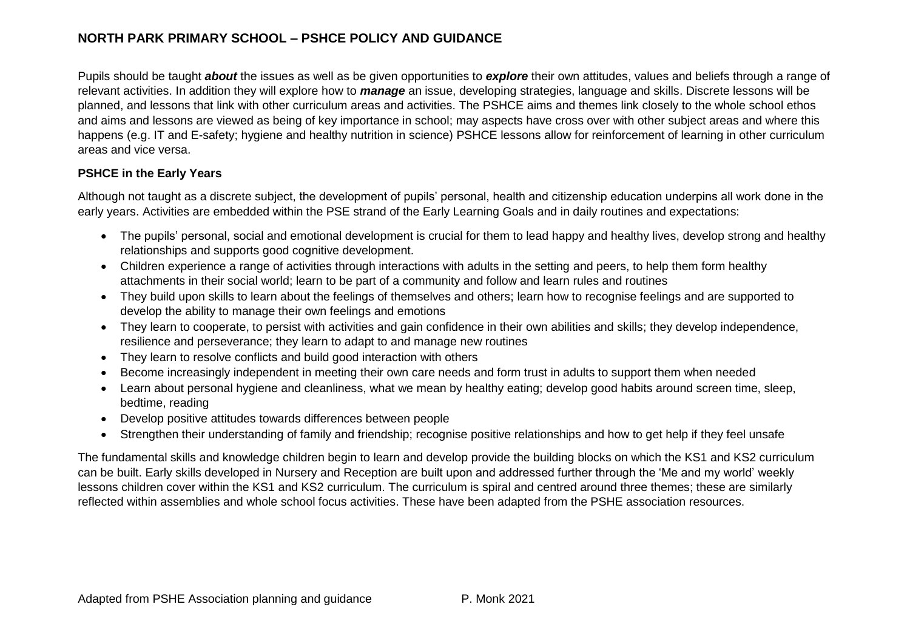# NORTH PARK PRIMARY SCHOOL – PSHCE POLICY AND GUIDANCE

Pupils should be taught ***about*** the issues as well as be given opportunities to ***explore*** their own attitudes, values and beliefs through a range of relevant activities. In addition they will explore how to ***manage*** an issue, developing strategies, language and skills. Discrete lessons will be planned, and lessons that link with other curriculum areas and activities. The PSHCE aims and themes link closely to the whole school ethos and aims and lessons are viewed as being of key importance in school; may aspects have cross over with other subject areas and where this happens (e.g. IT and E-safety; hygiene and healthy nutrition in science) PSHCE lessons allow for reinforcement of learning in other curriculum areas and vice versa.

**PSHCE in the Early Years**

Although not taught as a discrete subject, the development of pupils' personal, health and citizenship education underpins all work done in the early years. Activities are embedded within the PSE strand of the Early Learning Goals and in daily routines and expectations:

- The pupils' personal, social and emotional development is crucial for them to lead happy and healthy lives, develop strong and healthy relationships and supports good cognitive development.
- Children experience a range of activities through interactions with adults in the setting and peers, to help them form healthy attachments in their social world; learn to be part of a community and follow and learn rules and routines
- They build upon skills to learn about the feelings of themselves and others; learn how to recognise feelings and are supported to develop the ability to manage their own feelings and emotions
- They learn to cooperate, to persist with activities and gain confidence in their own abilities and skills; they develop independence, resilience and perseverance; they learn to adapt to and manage new routines
- They learn to resolve conflicts and build good interaction with others
- Become increasingly independent in meeting their own care needs and form trust in adults to support them when needed
- Learn about personal hygiene and cleanliness, what we mean by healthy eating; develop good habits around screen time, sleep, bedtime, reading
- Develop positive attitudes towards differences between people
- Strengthen their understanding of family and friendship; recognise positive relationships and how to get help if they feel unsafe

The fundamental skills and knowledge children begin to learn and develop provide the building blocks on which the KS1 and KS2 curriculum can be built. Early skills developed in Nursery and Reception are built upon and addressed further through the 'Me and my world' weekly lessons children cover within the KS1 and KS2 curriculum. The curriculum is spiral and centred around three themes; these are similarly reflected within assemblies and whole school focus activities. These have been adapted from the PSHE association resources.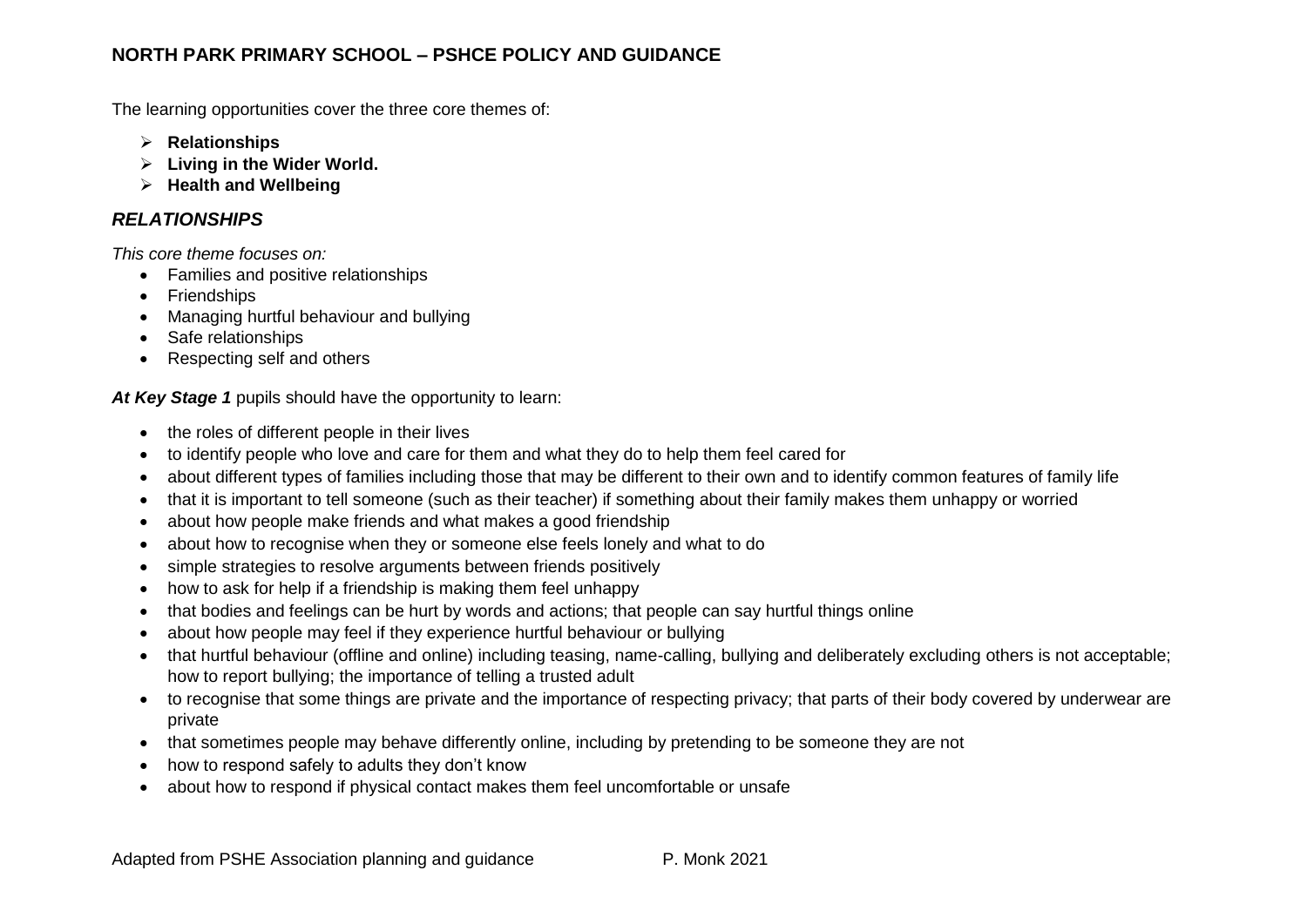## NORTH PARK PRIMARY SCHOOL – PSHCE POLICY AND GUIDANCE

The learning opportunities cover the three core themes of:

- **Relationships**
- **Living in the Wider World.**
- **Health and Wellbeing**

### *RELATIONSHIPS*

*This core theme focuses on:*

- Families and positive relationships
- Friendships
- Managing hurtful behaviour and bullying
- Safe relationships
- Respecting self and others

***At Key Stage 1*** pupils should have the opportunity to learn:

- the roles of different people in their lives
- to identify people who love and care for them and what they do to help them feel cared for
- about different types of families including those that may be different to their own and to identify common features of family life
- that it is important to tell someone (such as their teacher) if something about their family makes them unhappy or worried
- about how people make friends and what makes a good friendship
- about how to recognise when they or someone else feels lonely and what to do
- simple strategies to resolve arguments between friends positively
- how to ask for help if a friendship is making them feel unhappy
- that bodies and feelings can be hurt by words and actions; that people can say hurtful things online
- about how people may feel if they experience hurtful behaviour or bullying
- that hurtful behaviour (offline and online) including teasing, name-calling, bullying and deliberately excluding others is not acceptable; how to report bullying; the importance of telling a trusted adult
- to recognise that some things are private and the importance of respecting privacy; that parts of their body covered by underwear are private
- that sometimes people may behave differently online, including by pretending to be someone they are not
- how to respond safely to adults they don't know
- about how to respond if physical contact makes them feel uncomfortable or unsafe

Adapted from PSHE Association planning and guidance P. Monk 2021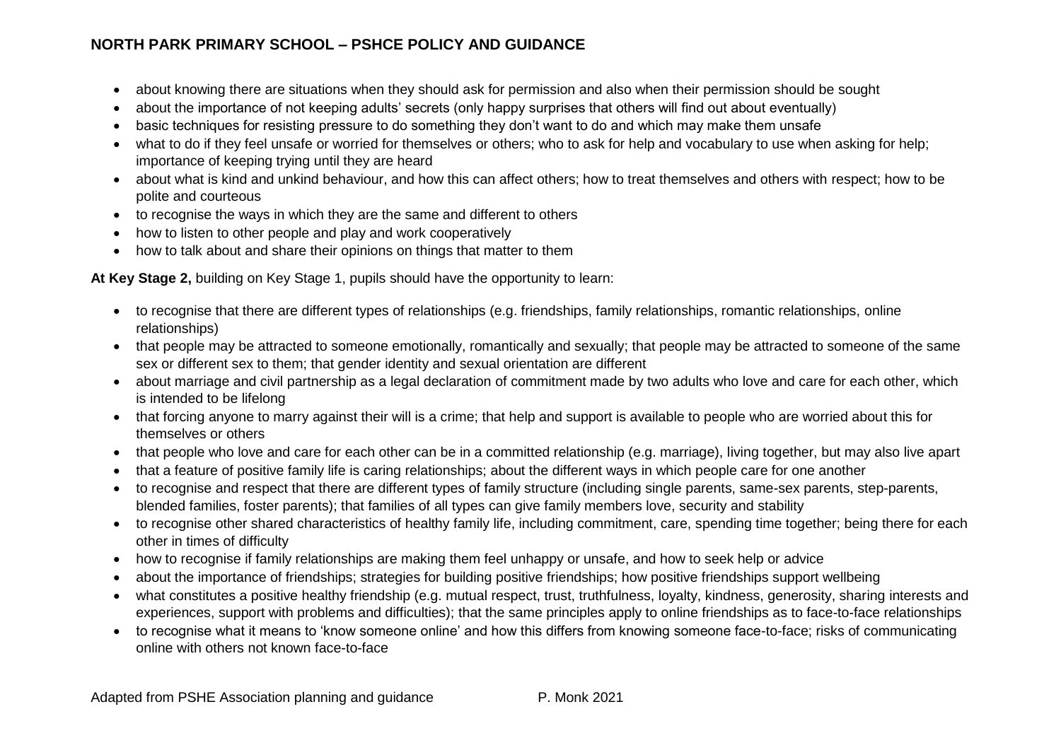- about knowing there are situations when they should ask for permission and also when their permission should be sought
- about the importance of not keeping adults' secrets (only happy surprises that others will find out about eventually)
- basic techniques for resisting pressure to do something they don't want to do and which may make them unsafe
- what to do if they feel unsafe or worried for themselves or others; who to ask for help and vocabulary to use when asking for help; importance of keeping trying until they are heard
- about what is kind and unkind behaviour, and how this can affect others; how to treat themselves and others with respect; how to be polite and courteous
- to recognise the ways in which they are the same and different to others
- how to listen to other people and play and work cooperatively
- how to talk about and share their opinions on things that matter to them

**At Key Stage 2,** building on Key Stage 1, pupils should have the opportunity to learn:

- to recognise that there are different types of relationships (e.g. friendships, family relationships, romantic relationships, online relationships)
- that people may be attracted to someone emotionally, romantically and sexually; that people may be attracted to someone of the same sex or different sex to them; that gender identity and sexual orientation are different
- about marriage and civil partnership as a legal declaration of commitment made by two adults who love and care for each other, which is intended to be lifelong
- that forcing anyone to marry against their will is a crime; that help and support is available to people who are worried about this for themselves or others
- that people who love and care for each other can be in a committed relationship (e.g. marriage), living together, but may also live apart
- that a feature of positive family life is caring relationships; about the different ways in which people care for one another
- to recognise and respect that there are different types of family structure (including single parents, same-sex parents, step-parents, blended families, foster parents); that families of all types can give family members love, security and stability
- to recognise other shared characteristics of healthy family life, including commitment, care, spending time together; being there for each other in times of difficulty
- how to recognise if family relationships are making them feel unhappy or unsafe, and how to seek help or advice
- about the importance of friendships; strategies for building positive friendships; how positive friendships support wellbeing
- what constitutes a positive healthy friendship (e.g. mutual respect, trust, truthfulness, loyalty, kindness, generosity, sharing interests and experiences, support with problems and difficulties); that the same principles apply to online friendships as to face-to-face relationships
- to recognise what it means to 'know someone online' and how this differs from knowing someone face-to-face; risks of communicating online with others not known face-to-face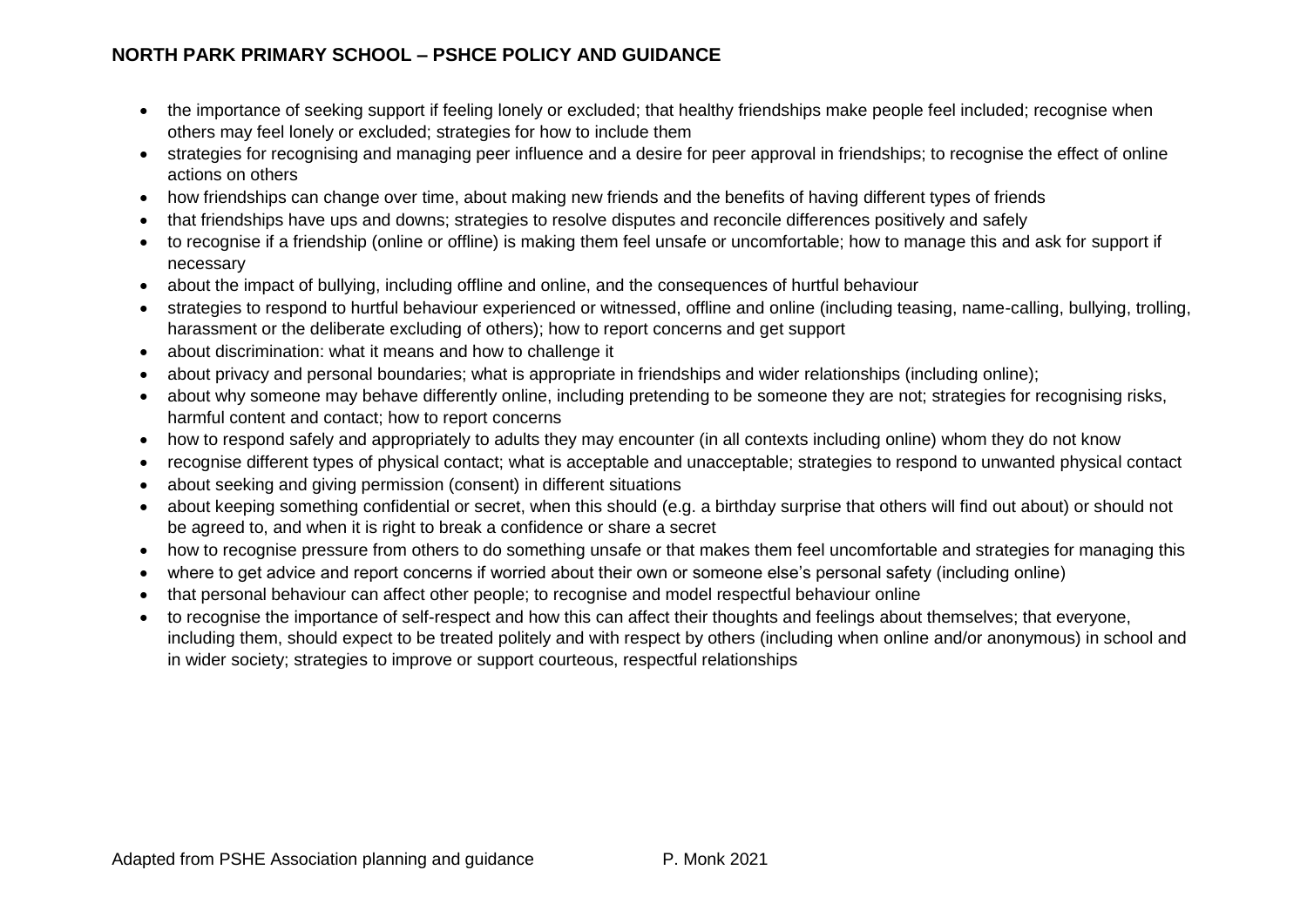- the importance of seeking support if feeling lonely or excluded; that healthy friendships make people feel included; recognise when others may feel lonely or excluded; strategies for how to include them
- strategies for recognising and managing peer influence and a desire for peer approval in friendships; to recognise the effect of online actions on others
- how friendships can change over time, about making new friends and the benefits of having different types of friends
- that friendships have ups and downs; strategies to resolve disputes and reconcile differences positively and safely
- to recognise if a friendship (online or offline) is making them feel unsafe or uncomfortable; how to manage this and ask for support if necessary
- about the impact of bullying, including offline and online, and the consequences of hurtful behaviour
- strategies to respond to hurtful behaviour experienced or witnessed, offline and online (including teasing, name-calling, bullying, trolling, harassment or the deliberate excluding of others); how to report concerns and get support
- about discrimination: what it means and how to challenge it
- about privacy and personal boundaries; what is appropriate in friendships and wider relationships (including online);
- about why someone may behave differently online, including pretending to be someone they are not; strategies for recognising risks, harmful content and contact; how to report concerns
- how to respond safely and appropriately to adults they may encounter (in all contexts including online) whom they do not know
- recognise different types of physical contact; what is acceptable and unacceptable; strategies to respond to unwanted physical contact
- about seeking and giving permission (consent) in different situations
- about keeping something confidential or secret, when this should (e.g. a birthday surprise that others will find out about) or should not be agreed to, and when it is right to break a confidence or share a secret
- how to recognise pressure from others to do something unsafe or that makes them feel uncomfortable and strategies for managing this
- where to get advice and report concerns if worried about their own or someone else's personal safety (including online)
- that personal behaviour can affect other people; to recognise and model respectful behaviour online
- to recognise the importance of self-respect and how this can affect their thoughts and feelings about themselves; that everyone, including them, should expect to be treated politely and with respect by others (including when online and/or anonymous) in school and in wider society; strategies to improve or support courteous, respectful relationships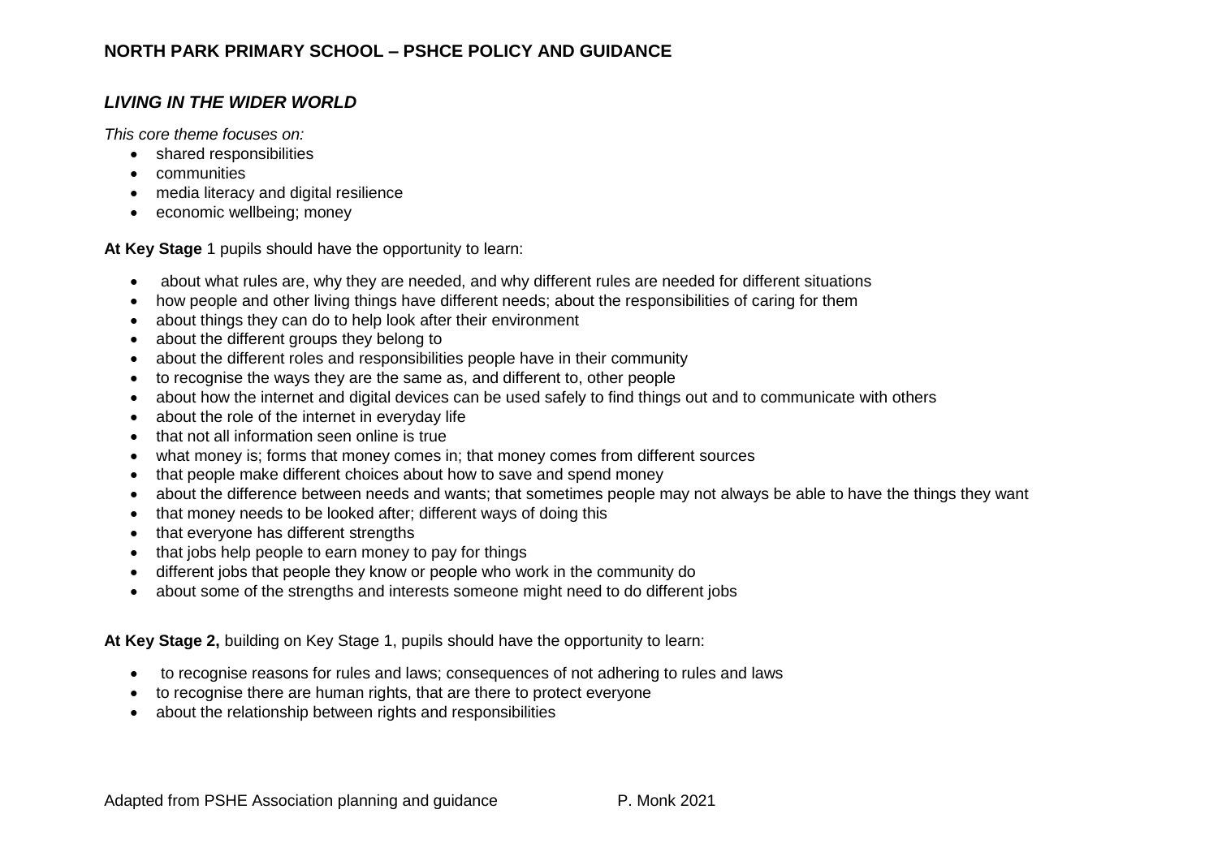**NORTH PARK PRIMARY SCHOOL – PSHCE POLICY AND GUIDANCE**

## *LIVING IN THE WIDER WORLD*

*This core theme focuses on:*

- shared responsibilities
- communities
- media literacy and digital resilience
- economic wellbeing; money

**At Key Stage** 1 pupils should have the opportunity to learn:

- about what rules are, why they are needed, and why different rules are needed for different situations
- how people and other living things have different needs; about the responsibilities of caring for them
- about things they can do to help look after their environment
- about the different groups they belong to
- about the different roles and responsibilities people have in their community
- to recognise the ways they are the same as, and different to, other people
- about how the internet and digital devices can be used safely to find things out and to communicate with others
- about the role of the internet in everyday life
- that not all information seen online is true
- what money is; forms that money comes in; that money comes from different sources
- that people make different choices about how to save and spend money
- about the difference between needs and wants; that sometimes people may not always be able to have the things they want
- that money needs to be looked after; different ways of doing this
- that everyone has different strengths
- that jobs help people to earn money to pay for things
- different jobs that people they know or people who work in the community do
- about some of the strengths and interests someone might need to do different jobs

**At Key Stage 2,** building on Key Stage 1, pupils should have the opportunity to learn:

- to recognise reasons for rules and laws; consequences of not adhering to rules and laws
- to recognise there are human rights, that are there to protect everyone
- about the relationship between rights and responsibilities

Adapted from PSHE Association planning and guidance P. Monk 2021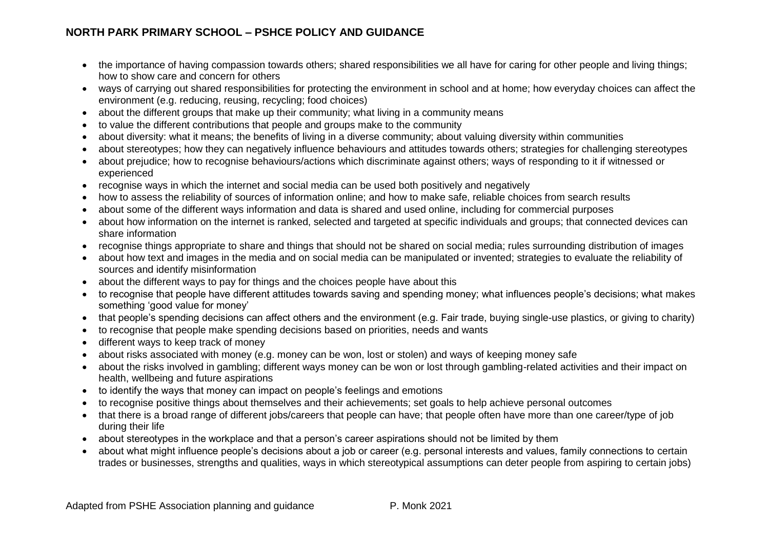- the importance of having compassion towards others; shared responsibilities we all have for caring for other people and living things; how to show care and concern for others
- ways of carrying out shared responsibilities for protecting the environment in school and at home; how everyday choices can affect the environment (e.g. reducing, reusing, recycling; food choices)
- about the different groups that make up their community; what living in a community means
- to value the different contributions that people and groups make to the community
- about diversity: what it means; the benefits of living in a diverse community; about valuing diversity within communities
- about stereotypes; how they can negatively influence behaviours and attitudes towards others; strategies for challenging stereotypes
- about prejudice; how to recognise behaviours/actions which discriminate against others; ways of responding to it if witnessed or experienced
- recognise ways in which the internet and social media can be used both positively and negatively
- how to assess the reliability of sources of information online; and how to make safe, reliable choices from search results
- about some of the different ways information and data is shared and used online, including for commercial purposes
- about how information on the internet is ranked, selected and targeted at specific individuals and groups; that connected devices can share information
- recognise things appropriate to share and things that should not be shared on social media; rules surrounding distribution of images
- about how text and images in the media and on social media can be manipulated or invented; strategies to evaluate the reliability of sources and identify misinformation
- about the different ways to pay for things and the choices people have about this
- to recognise that people have different attitudes towards saving and spending money; what influences people's decisions; what makes something 'good value for money'
- that people's spending decisions can affect others and the environment (e.g. Fair trade, buying single-use plastics, or giving to charity)
- to recognise that people make spending decisions based on priorities, needs and wants
- different ways to keep track of money
- about risks associated with money (e.g. money can be won, lost or stolen) and ways of keeping money safe
- about the risks involved in gambling; different ways money can be won or lost through gambling-related activities and their impact on health, wellbeing and future aspirations
- to identify the ways that money can impact on people's feelings and emotions
- to recognise positive things about themselves and their achievements; set goals to help achieve personal outcomes
- that there is a broad range of different jobs/careers that people can have; that people often have more than one career/type of job during their life
- about stereotypes in the workplace and that a person's career aspirations should not be limited by them
- about what might influence people's decisions about a job or career (e.g. personal interests and values, family connections to certain trades or businesses, strengths and qualities, ways in which stereotypical assumptions can deter people from aspiring to certain jobs)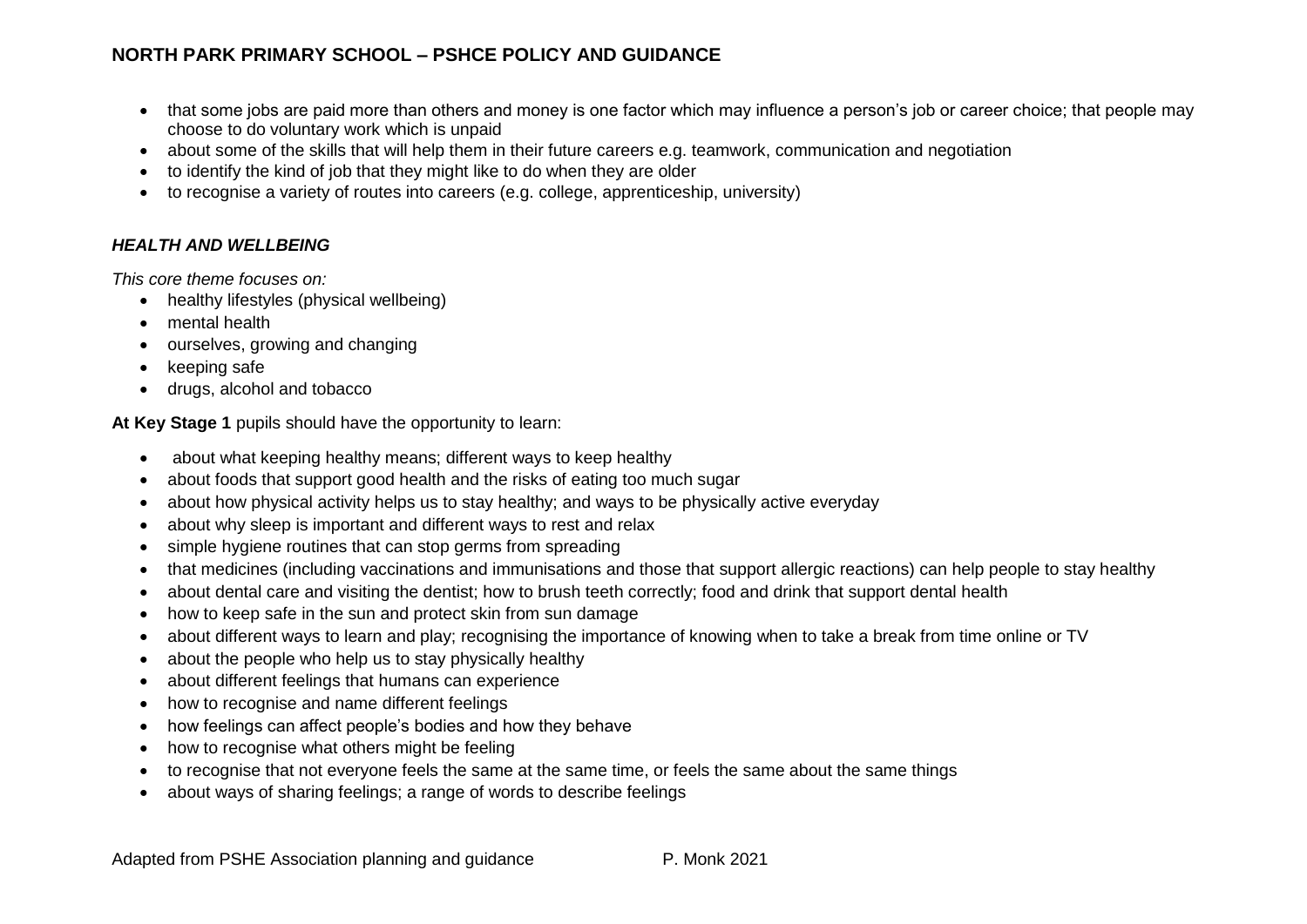- that some jobs are paid more than others and money is one factor which may influence a person's job or career choice; that people may choose to do voluntary work which is unpaid
- about some of the skills that will help them in their future careers e.g. teamwork, communication and negotiation
- to identify the kind of job that they might like to do when they are older
- to recognise a variety of routes into careers (e.g. college, apprenticeship, university)

### *HEALTH AND WELLBEING*

*This core theme focuses on:*

- healthy lifestyles (physical wellbeing)
- mental health
- ourselves, growing and changing
- keeping safe
- drugs, alcohol and tobacco

**At Key Stage 1** pupils should have the opportunity to learn:

- about what keeping healthy means; different ways to keep healthy
- about foods that support good health and the risks of eating too much sugar
- about how physical activity helps us to stay healthy; and ways to be physically active everyday
- about why sleep is important and different ways to rest and relax
- simple hygiene routines that can stop germs from spreading
- that medicines (including vaccinations and immunisations and those that support allergic reactions) can help people to stay healthy
- about dental care and visiting the dentist; how to brush teeth correctly; food and drink that support dental health
- how to keep safe in the sun and protect skin from sun damage
- about different ways to learn and play; recognising the importance of knowing when to take a break from time online or TV
- about the people who help us to stay physically healthy
- about different feelings that humans can experience
- how to recognise and name different feelings
- how feelings can affect people's bodies and how they behave
- how to recognise what others might be feeling
- to recognise that not everyone feels the same at the same time, or feels the same about the same things
- about ways of sharing feelings; a range of words to describe feelings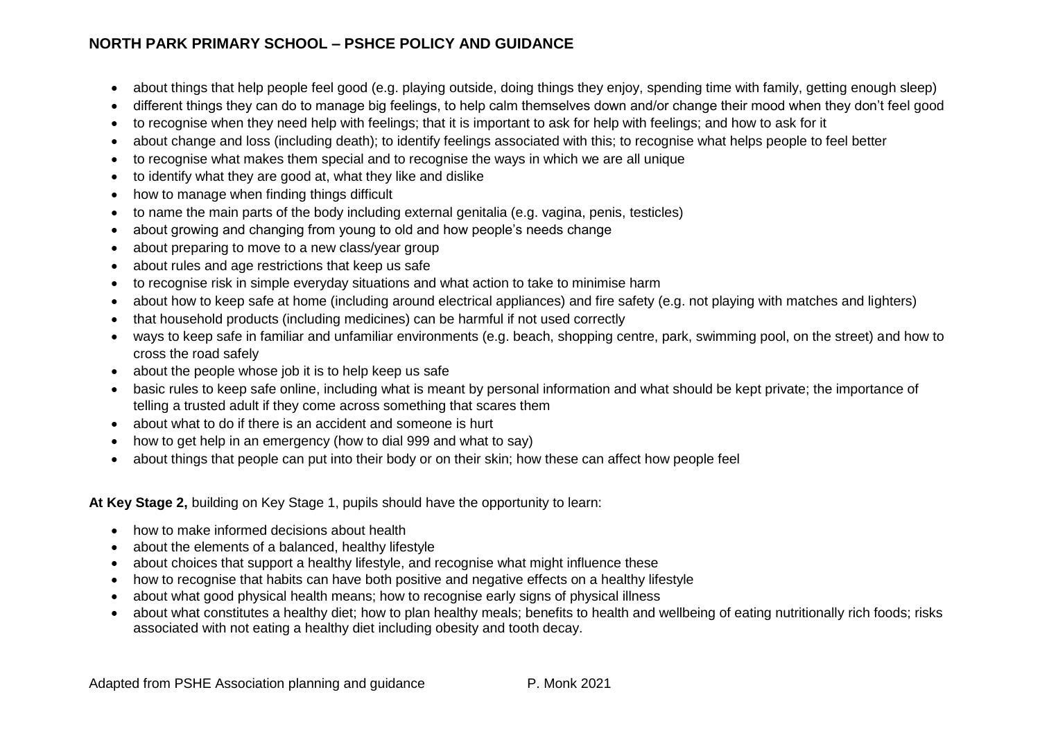- about things that help people feel good (e.g. playing outside, doing things they enjoy, spending time with family, getting enough sleep)
- different things they can do to manage big feelings, to help calm themselves down and/or change their mood when they don't feel good
- to recognise when they need help with feelings; that it is important to ask for help with feelings; and how to ask for it
- about change and loss (including death); to identify feelings associated with this; to recognise what helps people to feel better
- to recognise what makes them special and to recognise the ways in which we are all unique
- to identify what they are good at, what they like and dislike
- how to manage when finding things difficult
- to name the main parts of the body including external genitalia (e.g. vagina, penis, testicles)
- about growing and changing from young to old and how people's needs change
- about preparing to move to a new class/year group
- about rules and age restrictions that keep us safe
- to recognise risk in simple everyday situations and what action to take to minimise harm
- about how to keep safe at home (including around electrical appliances) and fire safety (e.g. not playing with matches and lighters)
- that household products (including medicines) can be harmful if not used correctly
- ways to keep safe in familiar and unfamiliar environments (e.g. beach, shopping centre, park, swimming pool, on the street) and how to cross the road safely
- about the people whose job it is to help keep us safe
- basic rules to keep safe online, including what is meant by personal information and what should be kept private; the importance of telling a trusted adult if they come across something that scares them
- about what to do if there is an accident and someone is hurt
- how to get help in an emergency (how to dial 999 and what to say)
- about things that people can put into their body or on their skin; how these can affect how people feel

**At Key Stage 2,** building on Key Stage 1, pupils should have the opportunity to learn:

- how to make informed decisions about health
- about the elements of a balanced, healthy lifestyle
- about choices that support a healthy lifestyle, and recognise what might influence these
- how to recognise that habits can have both positive and negative effects on a healthy lifestyle
- about what good physical health means; how to recognise early signs of physical illness
- about what constitutes a healthy diet; how to plan healthy meals; benefits to health and wellbeing of eating nutritionally rich foods; risks associated with not eating a healthy diet including obesity and tooth decay.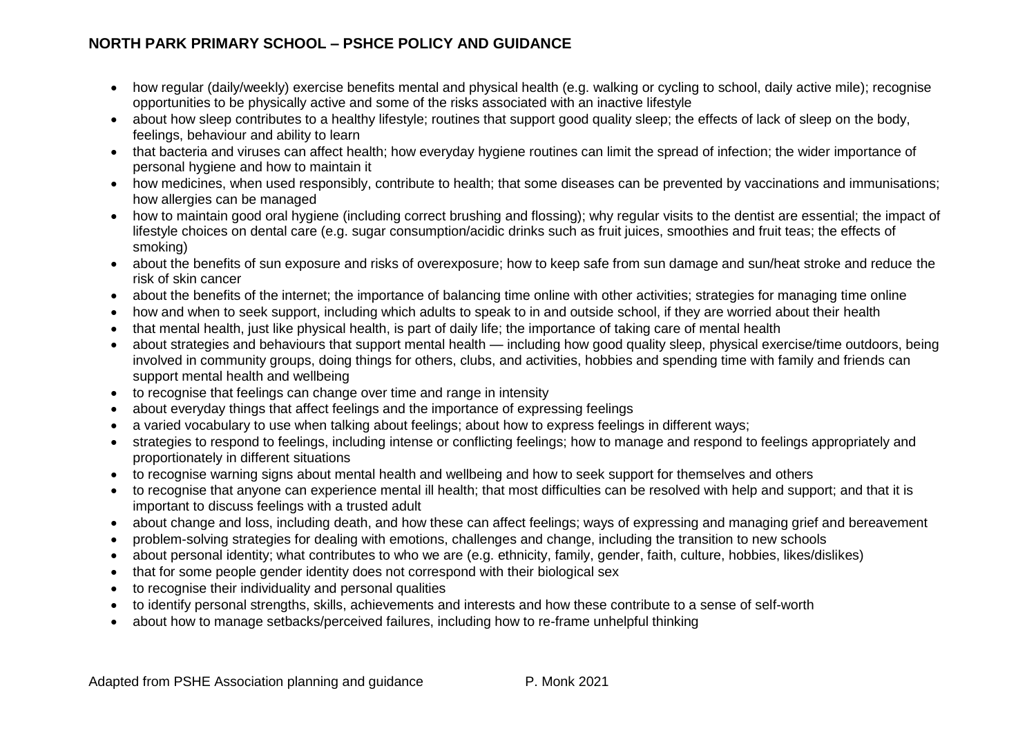- how regular (daily/weekly) exercise benefits mental and physical health (e.g. walking or cycling to school, daily active mile); recognise opportunities to be physically active and some of the risks associated with an inactive lifestyle
- about how sleep contributes to a healthy lifestyle; routines that support good quality sleep; the effects of lack of sleep on the body, feelings, behaviour and ability to learn
- that bacteria and viruses can affect health; how everyday hygiene routines can limit the spread of infection; the wider importance of personal hygiene and how to maintain it
- how medicines, when used responsibly, contribute to health; that some diseases can be prevented by vaccinations and immunisations; how allergies can be managed
- how to maintain good oral hygiene (including correct brushing and flossing); why regular visits to the dentist are essential; the impact of lifestyle choices on dental care (e.g. sugar consumption/acidic drinks such as fruit juices, smoothies and fruit teas; the effects of smoking)
- about the benefits of sun exposure and risks of overexposure; how to keep safe from sun damage and sun/heat stroke and reduce the risk of skin cancer
- about the benefits of the internet; the importance of balancing time online with other activities; strategies for managing time online
- how and when to seek support, including which adults to speak to in and outside school, if they are worried about their health
- that mental health, just like physical health, is part of daily life; the importance of taking care of mental health
- about strategies and behaviours that support mental health — including how good quality sleep, physical exercise/time outdoors, being involved in community groups, doing things for others, clubs, and activities, hobbies and spending time with family and friends can support mental health and wellbeing
- to recognise that feelings can change over time and range in intensity
- about everyday things that affect feelings and the importance of expressing feelings
- a varied vocabulary to use when talking about feelings; about how to express feelings in different ways;
- strategies to respond to feelings, including intense or conflicting feelings; how to manage and respond to feelings appropriately and proportionately in different situations
- to recognise warning signs about mental health and wellbeing and how to seek support for themselves and others
- to recognise that anyone can experience mental ill health; that most difficulties can be resolved with help and support; and that it is important to discuss feelings with a trusted adult
- about change and loss, including death, and how these can affect feelings; ways of expressing and managing grief and bereavement
- problem-solving strategies for dealing with emotions, challenges and change, including the transition to new schools
- about personal identity; what contributes to who we are (e.g. ethnicity, family, gender, faith, culture, hobbies, likes/dislikes)
- that for some people gender identity does not correspond with their biological sex
- to recognise their individuality and personal qualities
- to identify personal strengths, skills, achievements and interests and how these contribute to a sense of self-worth
- about how to manage setbacks/perceived failures, including how to re-frame unhelpful thinking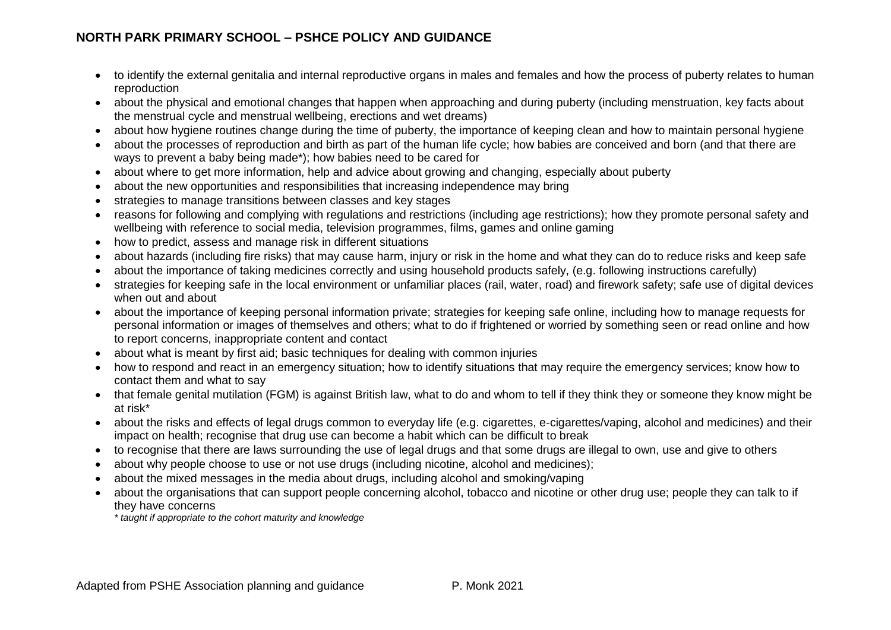- to identify the external genitalia and internal reproductive organs in males and females and how the process of puberty relates to human reproduction
- about the physical and emotional changes that happen when approaching and during puberty (including menstruation, key facts about the menstrual cycle and menstrual wellbeing, erections and wet dreams)
- about how hygiene routines change during the time of puberty, the importance of keeping clean and how to maintain personal hygiene
- about the processes of reproduction and birth as part of the human life cycle; how babies are conceived and born (and that there are ways to prevent a baby being made*); how babies need to be cared for
- about where to get more information, help and advice about growing and changing, especially about puberty
- about the new opportunities and responsibilities that increasing independence may bring
- strategies to manage transitions between classes and key stages
- reasons for following and complying with regulations and restrictions (including age restrictions); how they promote personal safety and wellbeing with reference to social media, television programmes, films, games and online gaming
- how to predict, assess and manage risk in different situations
- about hazards (including fire risks) that may cause harm, injury or risk in the home and what they can do to reduce risks and keep safe
- about the importance of taking medicines correctly and using household products safely, (e.g. following instructions carefully)
- strategies for keeping safe in the local environment or unfamiliar places (rail, water, road) and firework safety; safe use of digital devices when out and about
- about the importance of keeping personal information private; strategies for keeping safe online, including how to manage requests for personal information or images of themselves and others; what to do if frightened or worried by something seen or read online and how to report concerns, inappropriate content and contact
- about what is meant by first aid; basic techniques for dealing with common injuries
- how to respond and react in an emergency situation; how to identify situations that may require the emergency services; know how to contact them and what to say
- that female genital mutilation (FGM) is against British law, what to do and whom to tell if they think they or someone they know might be at risk*
- about the risks and effects of legal drugs common to everyday life (e.g. cigarettes, e-cigarettes/vaping, alcohol and medicines) and their impact on health; recognise that drug use can become a habit which can be difficult to break
- to recognise that there are laws surrounding the use of legal drugs and that some drugs are illegal to own, use and give to others
- about why people choose to use or not use drugs (including nicotine, alcohol and medicines);
- about the mixed messages in the media about drugs, including alcohol and smoking/vaping
- about the organisations that can support people concerning alcohol, tobacco and nicotine or other drug use; people they can talk to if they have concerns

*\* taught if appropriate to the cohort maturity and knowledge*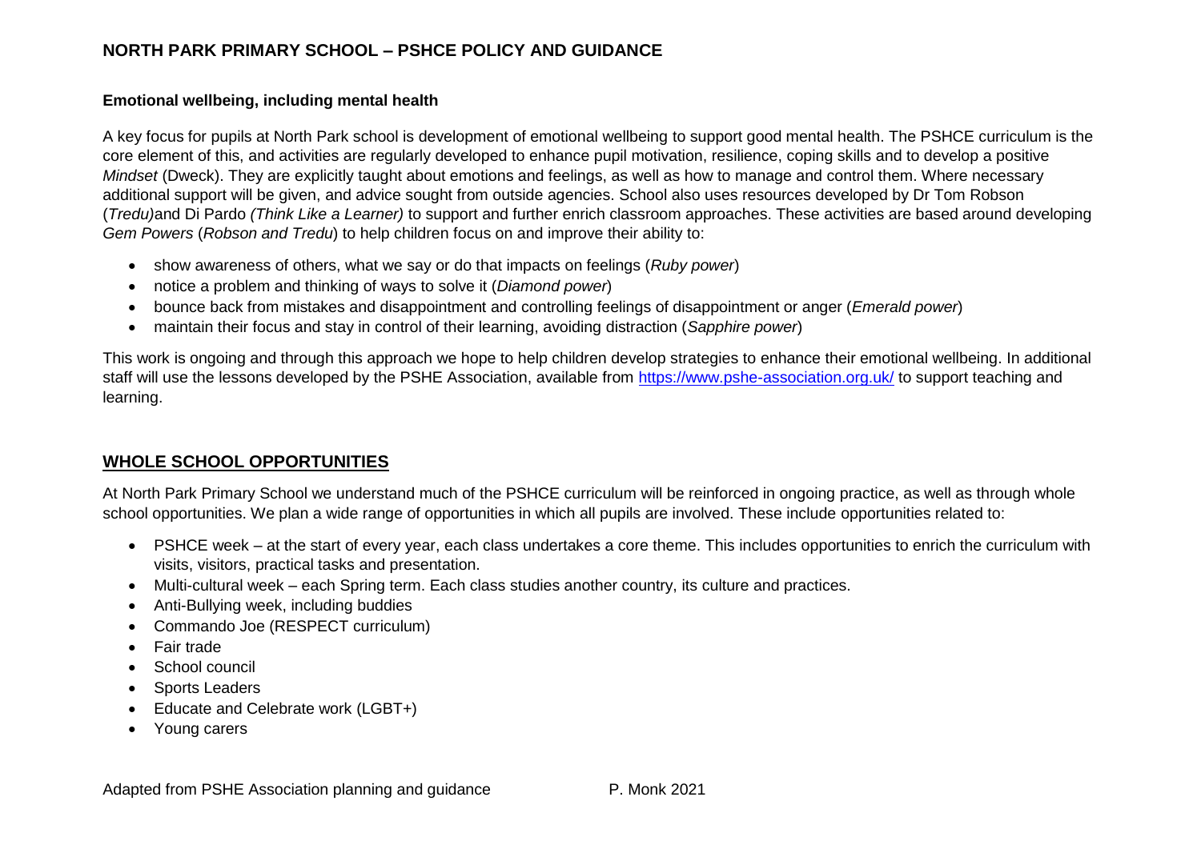**Emotional wellbeing, including mental health**

A key focus for pupils at North Park school is development of emotional wellbeing to support good mental health. The PSHCE curriculum is the core element of this, and activities are regularly developed to enhance pupil motivation, resilience, coping skills and to develop a positive *Mindset* (Dweck). They are explicitly taught about emotions and feelings, as well as how to manage and control them. Where necessary additional support will be given, and advice sought from outside agencies. School also uses resources developed by Dr Tom Robson (*Tredu)*and Di Pardo *(Think Like a Learner)* to support and further enrich classroom approaches. These activities are based around developing *Gem Powers* (*Robson and Tredu*) to help children focus on and improve their ability to:

- show awareness of others, what we say or do that impacts on feelings (*Ruby power*)
- notice a problem and thinking of ways to solve it (*Diamond power*)
- bounce back from mistakes and disappointment and controlling feelings of disappointment or anger (*Emerald power*)
- maintain their focus and stay in control of their learning, avoiding distraction (*Sapphire power*)

This work is ongoing and through this approach we hope to help children develop strategies to enhance their emotional wellbeing. In additional staff will use the lessons developed by the PSHE Association, available from https://www.pshe-association.org.uk/ to support teaching and learning.

## WHOLE SCHOOL OPPORTUNITIES

At North Park Primary School we understand much of the PSHCE curriculum will be reinforced in ongoing practice, as well as through whole school opportunities. We plan a wide range of opportunities in which all pupils are involved. These include opportunities related to:

- PSHCE week – at the start of every year, each class undertakes a core theme. This includes opportunities to enrich the curriculum with visits, visitors, practical tasks and presentation.
- Multi-cultural week – each Spring term. Each class studies another country, its culture and practices.
- Anti-Bullying week, including buddies
- Commando Joe (RESPECT curriculum)
- Fair trade
- School council
- Sports Leaders
- Educate and Celebrate work (LGBT+)
- Young carers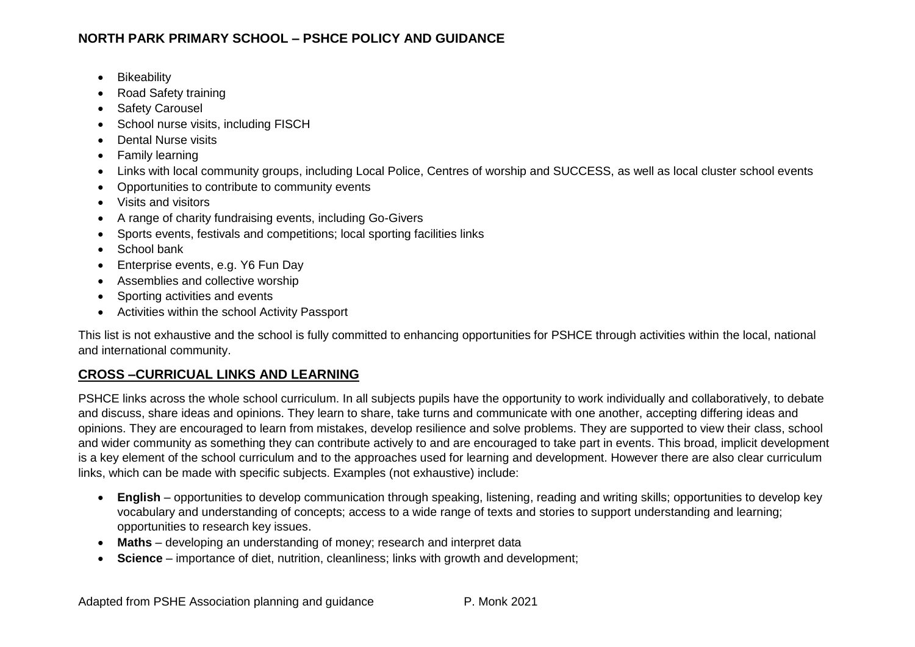- Bikeability
- Road Safety training
- Safety Carousel
- School nurse visits, including FISCH
- Dental Nurse visits
- Family learning
- Links with local community groups, including Local Police, Centres of worship and SUCCESS, as well as local cluster school events
- Opportunities to contribute to community events
- Visits and visitors
- A range of charity fundraising events, including Go-Givers
- Sports events, festivals and competitions; local sporting facilities links
- School bank
- Enterprise events, e.g. Y6 Fun Day
- Assemblies and collective worship
- Sporting activities and events
- Activities within the school Activity Passport

This list is not exhaustive and the school is fully committed to enhancing opportunities for PSHCE through activities within the local, national and international community.

## CROSS –CURRICUAL LINKS AND LEARNING

PSHCE links across the whole school curriculum. In all subjects pupils have the opportunity to work individually and collaboratively, to debate and discuss, share ideas and opinions. They learn to share, take turns and communicate with one another, accepting differing ideas and opinions. They are encouraged to learn from mistakes, develop resilience and solve problems. They are supported to view their class, school and wider community as something they can contribute actively to and are encouraged to take part in events. This broad, implicit development is a key element of the school curriculum and to the approaches used for learning and development. However there are also clear curriculum links, which can be made with specific subjects. Examples (not exhaustive) include:

- **English** – opportunities to develop communication through speaking, listening, reading and writing skills; opportunities to develop key vocabulary and understanding of concepts; access to a wide range of texts and stories to support understanding and learning; opportunities to research key issues.
- **Maths** – developing an understanding of money; research and interpret data
- **Science** – importance of diet, nutrition, cleanliness; links with growth and development;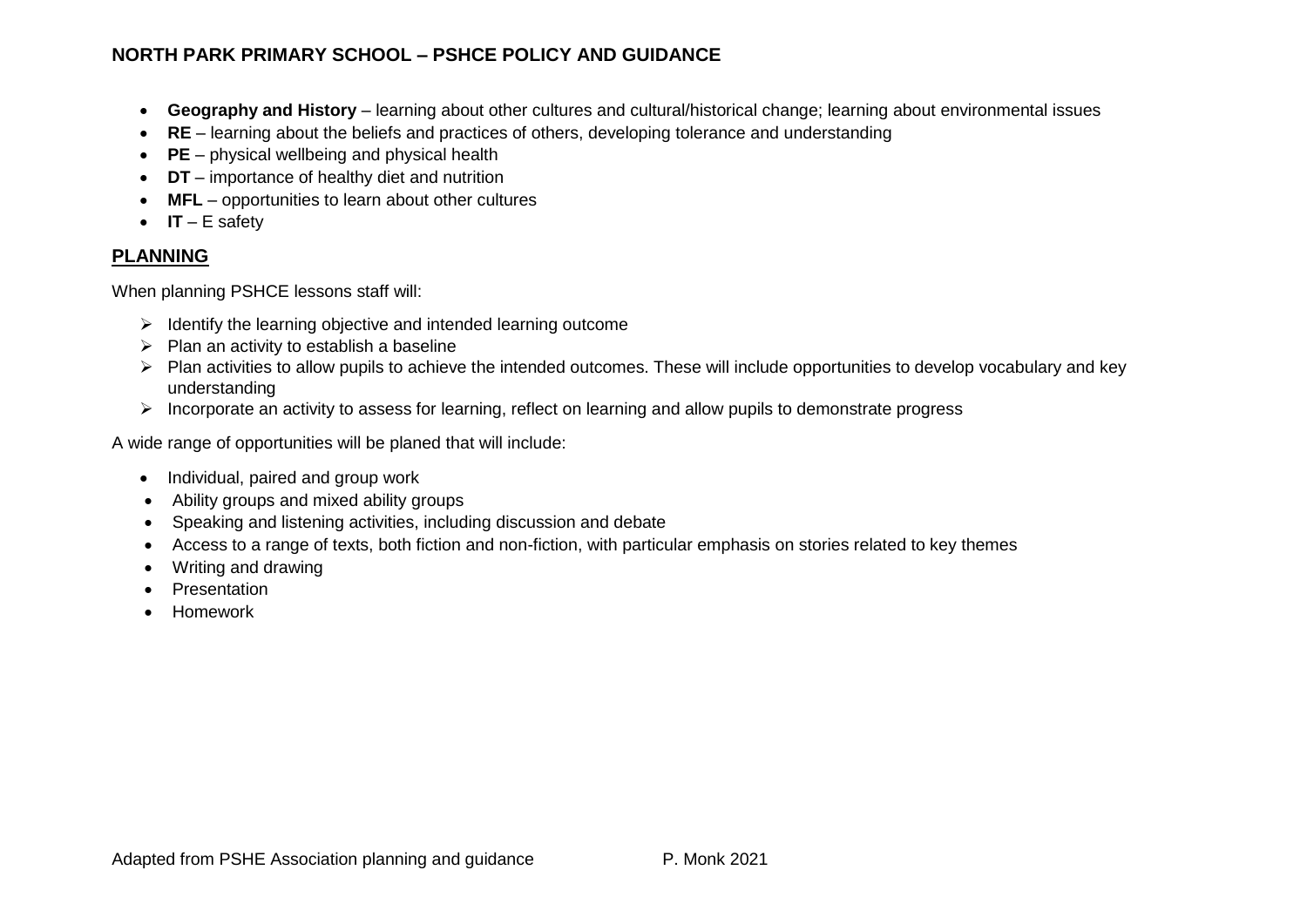- **Geography and History** – learning about other cultures and cultural/historical change; learning about environmental issues
- **RE** – learning about the beliefs and practices of others, developing tolerance and understanding
- **PE** – physical wellbeing and physical health
- **DT** – importance of healthy diet and nutrition
- **MFL** – opportunities to learn about other cultures
- **IT** – E safety

## PLANNING

When planning PSHCE lessons staff will:

- Identify the learning objective and intended learning outcome
- Plan an activity to establish a baseline
- Plan activities to allow pupils to achieve the intended outcomes. These will include opportunities to develop vocabulary and key understanding
- Incorporate an activity to assess for learning, reflect on learning and allow pupils to demonstrate progress

A wide range of opportunities will be planed that will include:

- Individual, paired and group work
- Ability groups and mixed ability groups
- Speaking and listening activities, including discussion and debate
- Access to a range of texts, both fiction and non-fiction, with particular emphasis on stories related to key themes
- Writing and drawing
- Presentation
- Homework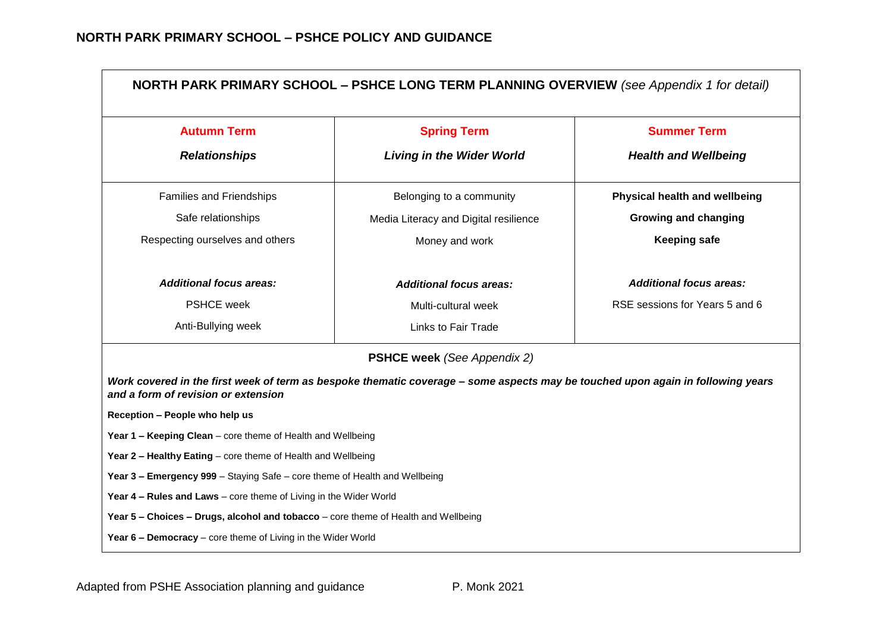## NORTH PARK PRIMARY SCHOOL – PSHCE POLICY AND GUIDANCE

**NORTH PARK PRIMARY SCHOOL – PSHCE LONG TERM PLANNING OVERVIEW** *(see Appendix 1 for detail)*

| **Autumn Term**<br>***Relationships*** | **Spring Term**<br>***Living in the Wider World*** | **Summer Term**<br>***Health and Wellbeing*** |
|---|---|---|
| Families and Friendships<br>Safe relationships<br>Respecting ourselves and others | Belonging to a community<br>Media Literacy and Digital resilience<br>Money and work | **Physical health and wellbeing**<br>**Growing and changing**<br>**Keeping safe** |
| ***Additional focus areas:***<br>PSHCE week<br>Anti-Bullying week | ***Additional focus areas:***<br>Multi-cultural week<br>Links to Fair Trade | ***Additional focus areas:***<br>RSE sessions for Years 5 and 6 |

**PSHCE week** *(See Appendix 2)*

***Work covered in the first week of term as bespoke thematic coverage – some aspects may be touched upon again in following years and a form of revision or extension***

**Reception – People who help us**

**Year 1 – Keeping Clean** – core theme of Health and Wellbeing

**Year 2 – Healthy Eating** – core theme of Health and Wellbeing

**Year 3 – Emergency 999** – Staying Safe – core theme of Health and Wellbeing

**Year 4 – Rules and Laws** – core theme of Living in the Wider World

**Year 5 – Choices – Drugs, alcohol and tobacco** – core theme of Health and Wellbeing

**Year 6 – Democracy** – core theme of Living in the Wider World

Adapted from PSHE Association planning and guidance P. Monk 2021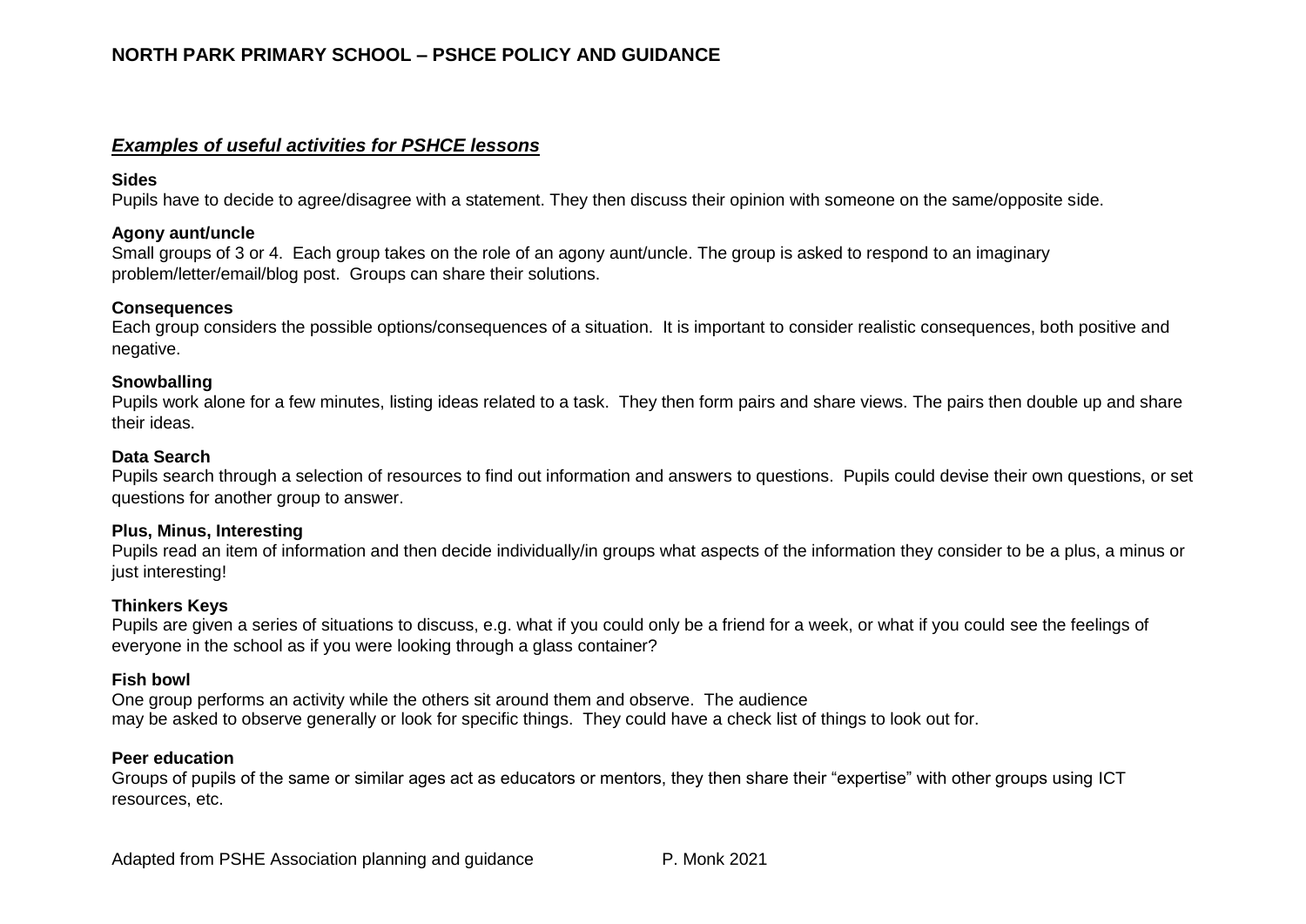## ***Examples of useful activities for PSHCE lessons***

**Sides**
Pupils have to decide to agree/disagree with a statement. They then discuss their opinion with someone on the same/opposite side.

**Agony aunt/uncle**
Small groups of 3 or 4. Each group takes on the role of an agony aunt/uncle. The group is asked to respond to an imaginary problem/letter/email/blog post. Groups can share their solutions.

**Consequences**
Each group considers the possible options/consequences of a situation. It is important to consider realistic consequences, both positive and negative.

**Snowballing**
Pupils work alone for a few minutes, listing ideas related to a task. They then form pairs and share views. The pairs then double up and share their ideas.

**Data Search**
Pupils search through a selection of resources to find out information and answers to questions. Pupils could devise their own questions, or set questions for another group to answer.

**Plus, Minus, Interesting**
Pupils read an item of information and then decide individually/in groups what aspects of the information they consider to be a plus, a minus or just interesting!

**Thinkers Keys**
Pupils are given a series of situations to discuss, e.g. what if you could only be a friend for a week, or what if you could see the feelings of everyone in the school as if you were looking through a glass container?

**Fish bowl**
One group performs an activity while the others sit around them and observe. The audience may be asked to observe generally or look for specific things. They could have a check list of things to look out for.

**Peer education**
Groups of pupils of the same or similar ages act as educators or mentors, they then share their "expertise" with other groups using ICT resources, etc.

Adapted from PSHE Association planning and guidance P. Monk 2021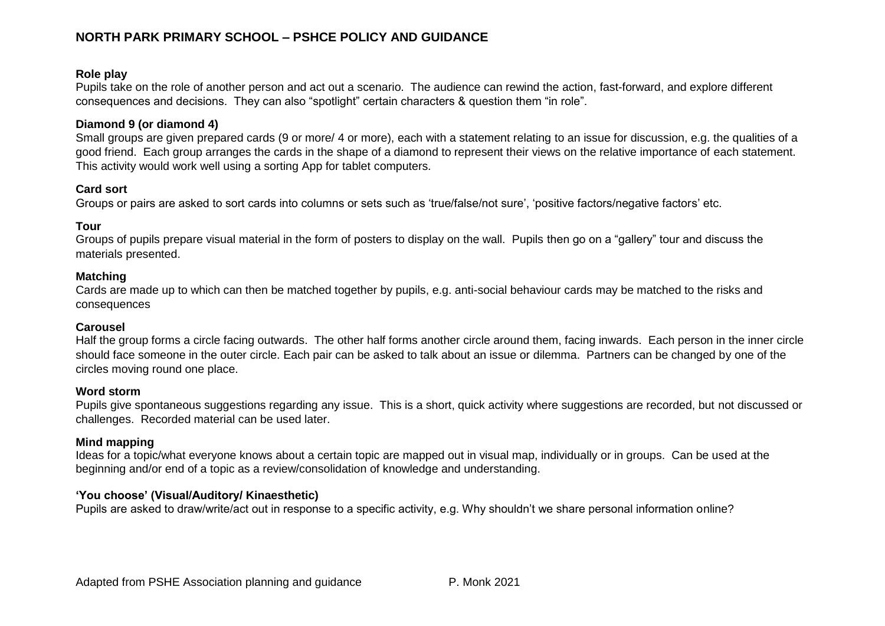**Role play**

Pupils take on the role of another person and act out a scenario. The audience can rewind the action, fast-forward, and explore different consequences and decisions. They can also "spotlight" certain characters & question them "in role".

**Diamond 9 (or diamond 4)**

Small groups are given prepared cards (9 or more/ 4 or more), each with a statement relating to an issue for discussion, e.g. the qualities of a good friend. Each group arranges the cards in the shape of a diamond to represent their views on the relative importance of each statement. This activity would work well using a sorting App for tablet computers.

**Card sort**

Groups or pairs are asked to sort cards into columns or sets such as 'true/false/not sure', 'positive factors/negative factors' etc.

**Tour**

Groups of pupils prepare visual material in the form of posters to display on the wall. Pupils then go on a "gallery" tour and discuss the materials presented.

**Matching**

Cards are made up to which can then be matched together by pupils, e.g. anti-social behaviour cards may be matched to the risks and consequences

**Carousel**

Half the group forms a circle facing outwards. The other half forms another circle around them, facing inwards. Each person in the inner circle should face someone in the outer circle. Each pair can be asked to talk about an issue or dilemma. Partners can be changed by one of the circles moving round one place.

**Word storm**

Pupils give spontaneous suggestions regarding any issue. This is a short, quick activity where suggestions are recorded, but not discussed or challenges. Recorded material can be used later.

**Mind mapping**

Ideas for a topic/what everyone knows about a certain topic are mapped out in visual map, individually or in groups. Can be used at the beginning and/or end of a topic as a review/consolidation of knowledge and understanding.

**'You choose' (Visual/Auditory/ Kinaesthetic)**

Pupils are asked to draw/write/act out in response to a specific activity, e.g. Why shouldn't we share personal information online?

Adapted from PSHE Association planning and guidance P. Monk 2021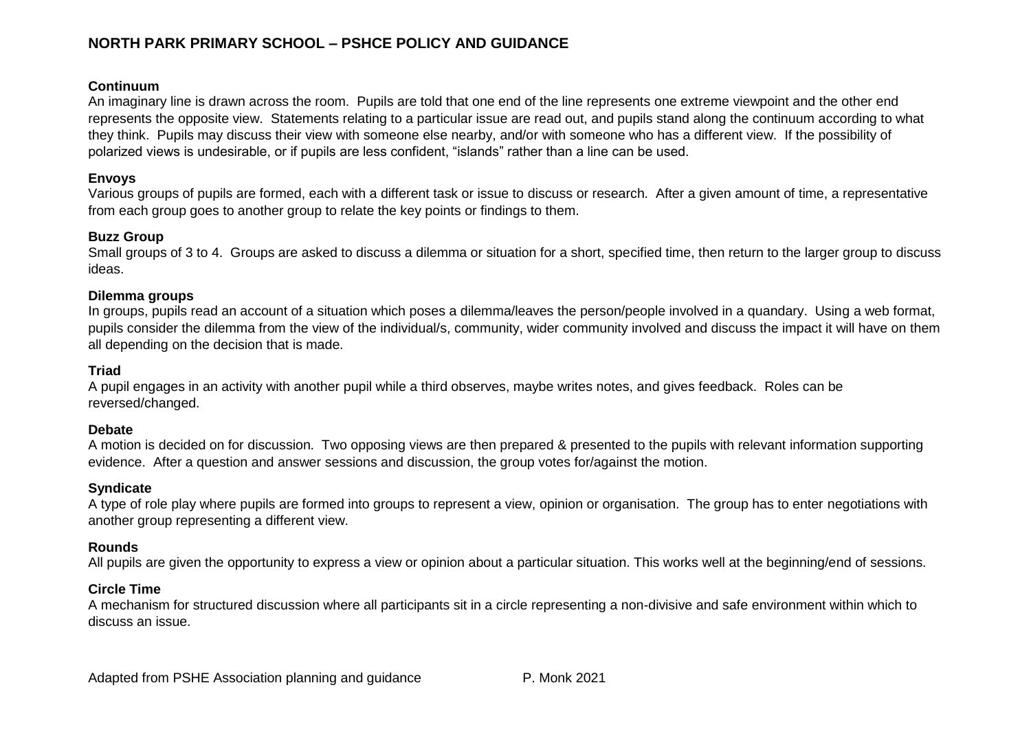**Continuum**
An imaginary line is drawn across the room. Pupils are told that one end of the line represents one extreme viewpoint and the other end represents the opposite view. Statements relating to a particular issue are read out, and pupils stand along the continuum according to what they think. Pupils may discuss their view with someone else nearby, and/or with someone who has a different view. If the possibility of polarized views is undesirable, or if pupils are less confident, "islands" rather than a line can be used.

**Envoys**
Various groups of pupils are formed, each with a different task or issue to discuss or research. After a given amount of time, a representative from each group goes to another group to relate the key points or findings to them.

**Buzz Group**
Small groups of 3 to 4. Groups are asked to discuss a dilemma or situation for a short, specified time, then return to the larger group to discuss ideas.

**Dilemma groups**
In groups, pupils read an account of a situation which poses a dilemma/leaves the person/people involved in a quandary. Using a web format, pupils consider the dilemma from the view of the individual/s, community, wider community involved and discuss the impact it will have on them all depending on the decision that is made.

**Triad**
A pupil engages in an activity with another pupil while a third observes, maybe writes notes, and gives feedback. Roles can be reversed/changed.

**Debate**
A motion is decided on for discussion. Two opposing views are then prepared & presented to the pupils with relevant information supporting evidence. After a question and answer sessions and discussion, the group votes for/against the motion.

**Syndicate**
A type of role play where pupils are formed into groups to represent a view, opinion or organisation. The group has to enter negotiations with another group representing a different view.

**Rounds**
All pupils are given the opportunity to express a view or opinion about a particular situation. This works well at the beginning/end of sessions.

**Circle Time**
A mechanism for structured discussion where all participants sit in a circle representing a non-divisive and safe environment within which to discuss an issue.

Adapted from PSHE Association planning and guidance P. Monk 2021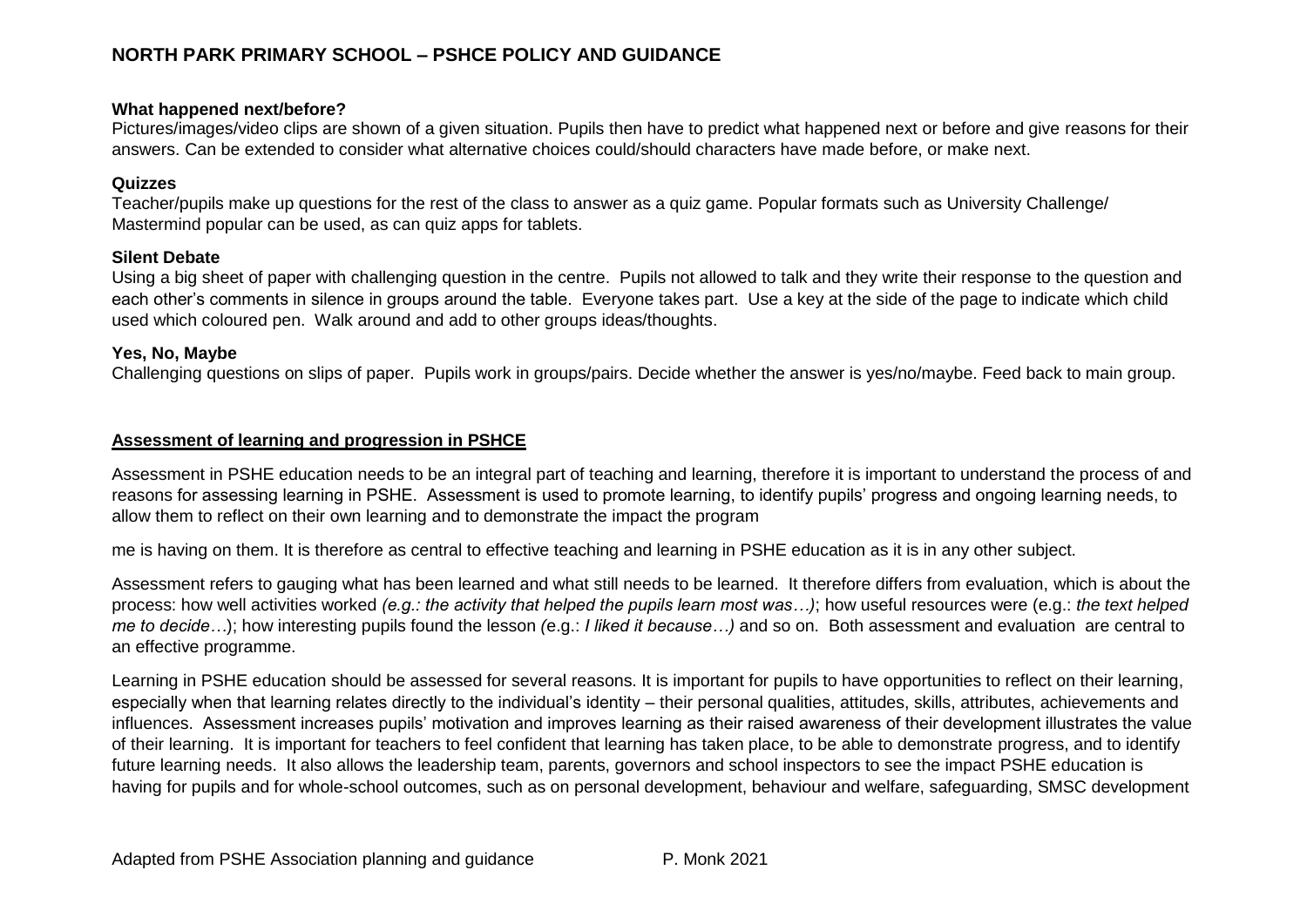**What happened next/before?**

Pictures/images/video clips are shown of a given situation. Pupils then have to predict what happened next or before and give reasons for their answers. Can be extended to consider what alternative choices could/should characters have made before, or make next.

**Quizzes**

Teacher/pupils make up questions for the rest of the class to answer as a quiz game. Popular formats such as University Challenge/ Mastermind popular can be used, as can quiz apps for tablets.

**Silent Debate**

Using a big sheet of paper with challenging question in the centre. Pupils not allowed to talk and they write their response to the question and each other's comments in silence in groups around the table. Everyone takes part. Use a key at the side of the page to indicate which child used which coloured pen. Walk around and add to other groups ideas/thoughts.

**Yes, No, Maybe**

Challenging questions on slips of paper. Pupils work in groups/pairs. Decide whether the answer is yes/no/maybe. Feed back to main group.

## Assessment of learning and progression in PSHCE

Assessment in PSHE education needs to be an integral part of teaching and learning, therefore it is important to understand the process of and reasons for assessing learning in PSHE. Assessment is used to promote learning, to identify pupils' progress and ongoing learning needs, to allow them to reflect on their own learning and to demonstrate the impact the programme is having on them. It is therefore as central to effective teaching and learning in PSHE education as it is in any other subject.

Assessment refers to gauging what has been learned and what still needs to be learned. It therefore differs from evaluation, which is about the process: how well activities worked *(e.g.: the activity that helped the pupils learn most was…)*; how useful resources were (e.g.: *the text helped me to decide*…); how interesting pupils found the lesson *(*e.g.: *I liked it because…)* and so on. Both assessment and evaluation are central to an effective programme.

Learning in PSHE education should be assessed for several reasons. It is important for pupils to have opportunities to reflect on their learning, especially when that learning relates directly to the individual's identity – their personal qualities, attitudes, skills, attributes, achievements and influences. Assessment increases pupils' motivation and improves learning as their raised awareness of their development illustrates the value of their learning. It is important for teachers to feel confident that learning has taken place, to be able to demonstrate progress, and to identify future learning needs. It also allows the leadership team, parents, governors and school inspectors to see the impact PSHE education is having for pupils and for whole-school outcomes, such as on personal development, behaviour and welfare, safeguarding, SMSC development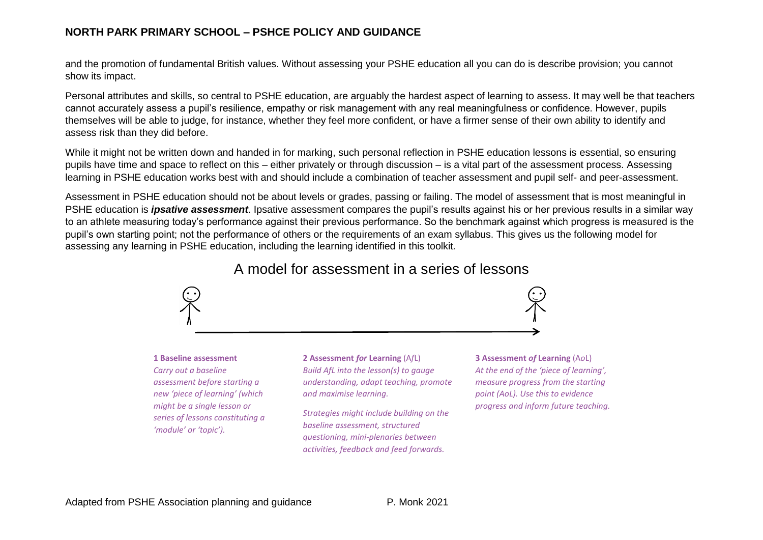and the promotion of fundamental British values. Without assessing your PSHE education all you can do is describe provision; you cannot show its impact.

Personal attributes and skills, so central to PSHE education, are arguably the hardest aspect of learning to assess. It may well be that teachers cannot accurately assess a pupil's resilience, empathy or risk management with any real meaningfulness or confidence. However, pupils themselves will be able to judge, for instance, whether they feel more confident, or have a firmer sense of their own ability to identify and assess risk than they did before.

While it might not be written down and handed in for marking, such personal reflection in PSHE education lessons is essential, so ensuring pupils have time and space to reflect on this – either privately or through discussion – is a vital part of the assessment process. Assessing learning in PSHE education works best with and should include a combination of teacher assessment and pupil self- and peer-assessment.

Assessment in PSHE education should not be about levels or grades, passing or failing. The model of assessment that is most meaningful in PSHE education is ***ipsative assessment***. Ipsative assessment compares the pupil's results against his or her previous results in a similar way to an athlete measuring today's performance against their previous performance. So the benchmark against which progress is measured is the pupil's own starting point; not the performance of others or the requirements of an exam syllabus. This gives us the following model for assessing any learning in PSHE education, including the learning identified in this toolkit.

## A model for assessment in a series of lessons

**1 Baseline assessment**
*Carry out a baseline assessment before starting a new 'piece of learning' (which might be a single lesson or series of lessons constituting a 'module' or 'topic').*

**2 Assessment *for* Learning** (A*f*L)
*Build AfL into the lesson(s) to gauge understanding, adapt teaching, promote and maximise learning.*

*Strategies might include building on the baseline assessment, structured questioning, mini-plenaries between activities, feedback and feed forwards.*

**3 Assessment *of* Learning** (AoL)
*At the end of the 'piece of learning', measure progress from the starting point (AoL). Use this to evidence progress and inform future teaching.*

Adapted from PSHE Association planning and guidance P. Monk 2021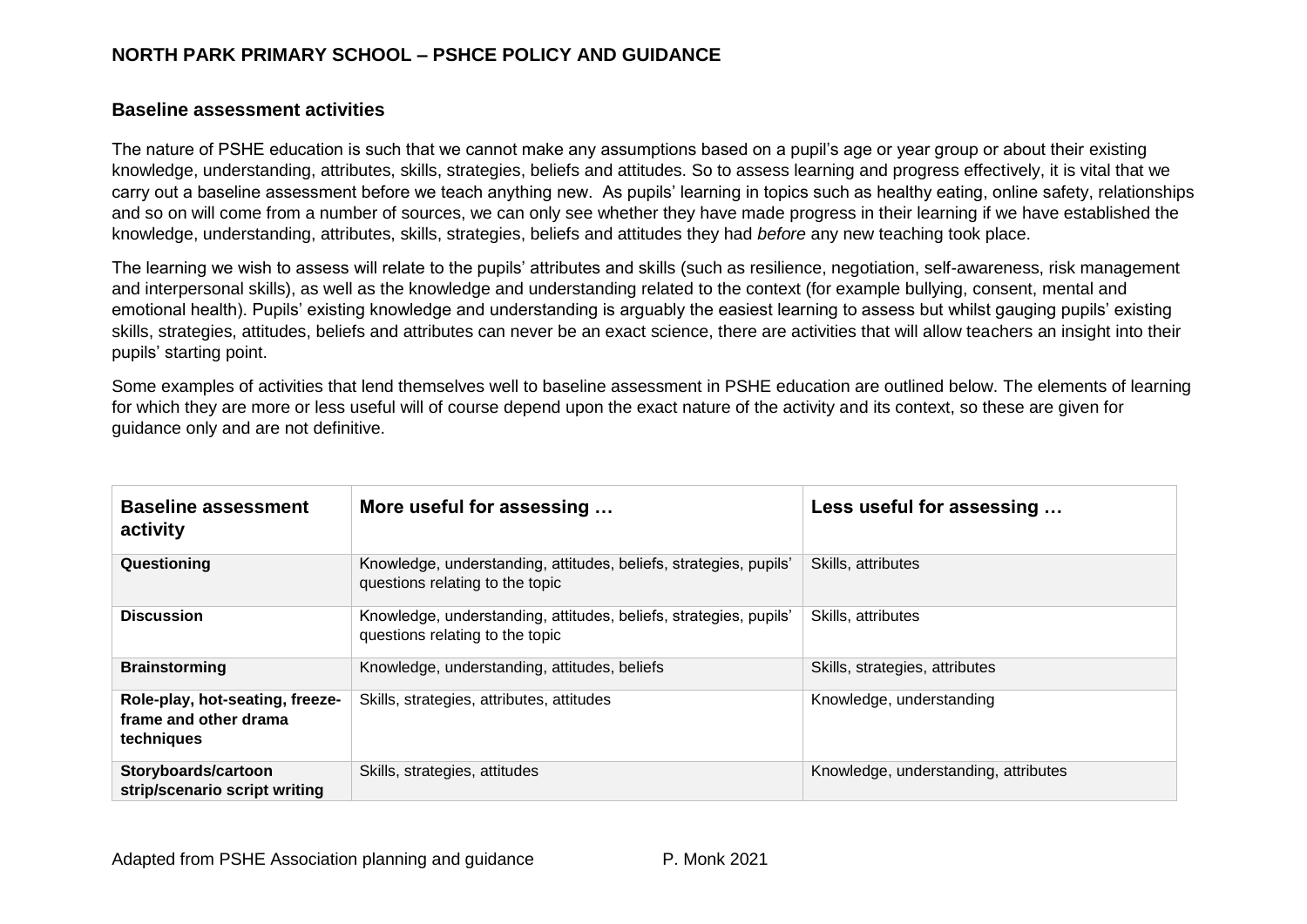## Baseline assessment activities

The nature of PSHE education is such that we cannot make any assumptions based on a pupil's age or year group or about their existing knowledge, understanding, attributes, skills, strategies, beliefs and attitudes. So to assess learning and progress effectively, it is vital that we carry out a baseline assessment before we teach anything new. As pupils' learning in topics such as healthy eating, online safety, relationships and so on will come from a number of sources, we can only see whether they have made progress in their learning if we have established the knowledge, understanding, attributes, skills, strategies, beliefs and attitudes they had *before* any new teaching took place.

The learning we wish to assess will relate to the pupils' attributes and skills (such as resilience, negotiation, self-awareness, risk management and interpersonal skills), as well as the knowledge and understanding related to the context (for example bullying, consent, mental and emotional health). Pupils' existing knowledge and understanding is arguably the easiest learning to assess but whilst gauging pupils' existing skills, strategies, attitudes, beliefs and attributes can never be an exact science, there are activities that will allow teachers an insight into their pupils' starting point.

Some examples of activities that lend themselves well to baseline assessment in PSHE education are outlined below. The elements of learning for which they are more or less useful will of course depend upon the exact nature of the activity and its context, so these are given for guidance only and are not definitive.

| Baseline assessment activity | More useful for assessing … | Less useful for assessing … |
|---|---|---|
| **Questioning** | Knowledge, understanding, attitudes, beliefs, strategies, pupils' questions relating to the topic | Skills, attributes |
| **Discussion** | Knowledge, understanding, attitudes, beliefs, strategies, pupils' questions relating to the topic | Skills, attributes |
| **Brainstorming** | Knowledge, understanding, attitudes, beliefs | Skills, strategies, attributes |
| **Role-play, hot-seating, freeze-frame and other drama techniques** | Skills, strategies, attributes, attitudes | Knowledge, understanding |
| **Storyboards/cartoon strip/scenario script writing** | Skills, strategies, attitudes | Knowledge, understanding, attributes |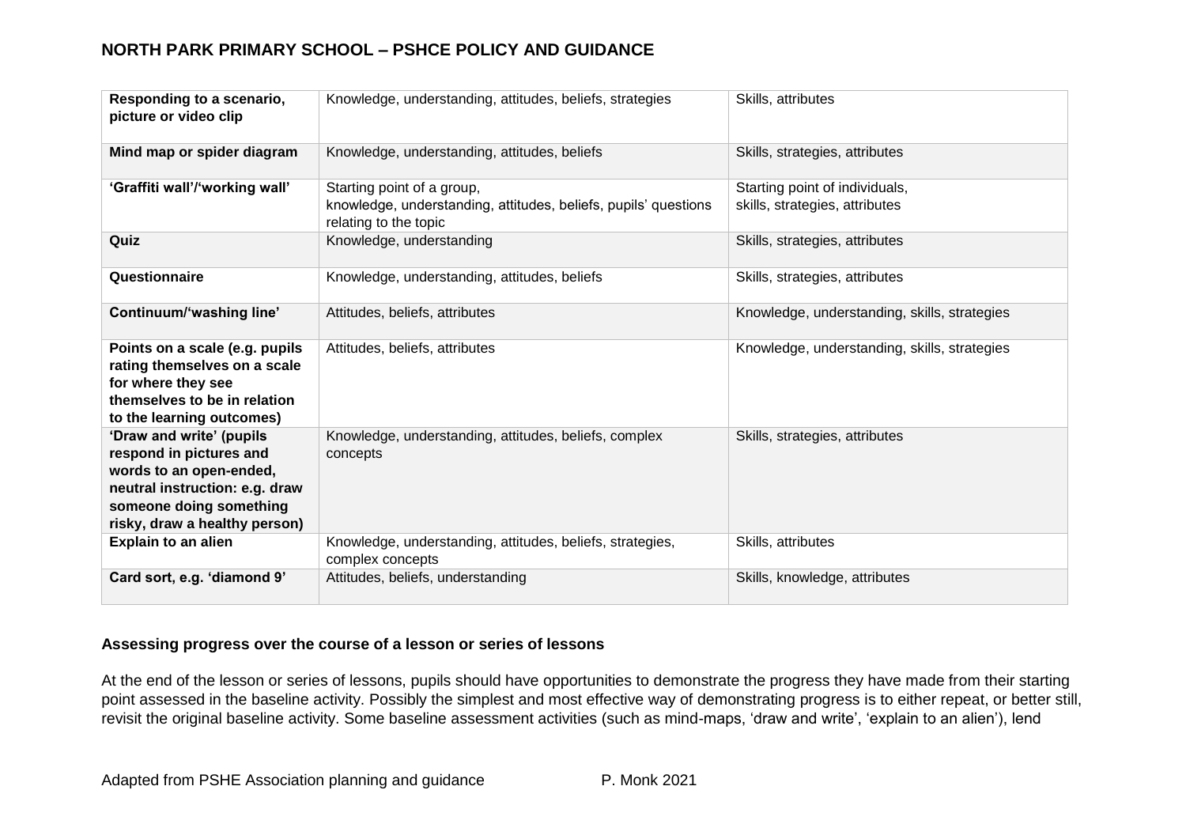| Responding to a scenario, picture or video clip | Knowledge, understanding, attitudes, beliefs, strategies | Skills, attributes |
|---|---|---|
| **Mind map or spider diagram** | Knowledge, understanding, attitudes, beliefs | Skills, strategies, attributes |
| **'Graffiti wall'/'working wall'** | Starting point of a group, knowledge, understanding, attitudes, beliefs, pupils' questions relating to the topic | Starting point of individuals, skills, strategies, attributes |
| **Quiz** | Knowledge, understanding | Skills, strategies, attributes |
| **Questionnaire** | Knowledge, understanding, attitudes, beliefs | Skills, strategies, attributes |
| **Continuum/'washing line'** | Attitudes, beliefs, attributes | Knowledge, understanding, skills, strategies |
| **Points on a scale (e.g. pupils rating themselves on a scale for where they see themselves to be in relation to the learning outcomes)** | Attitudes, beliefs, attributes | Knowledge, understanding, skills, strategies |
| **'Draw and write' (pupils respond in pictures and words to an open-ended, neutral instruction: e.g. draw someone doing something risky, draw a healthy person)** | Knowledge, understanding, attitudes, beliefs, complex concepts | Skills, strategies, attributes |
| **Explain to an alien** | Knowledge, understanding, attitudes, beliefs, strategies, complex concepts | Skills, attributes |
| **Card sort, e.g. 'diamond 9'** | Attitudes, beliefs, understanding | Skills, knowledge, attributes |

**Assessing progress over the course of a lesson or series of lessons**

At the end of the lesson or series of lessons, pupils should have opportunities to demonstrate the progress they have made from their starting point assessed in the baseline activity. Possibly the simplest and most effective way of demonstrating progress is to either repeat, or better still, revisit the original baseline activity. Some baseline assessment activities (such as mind-maps, 'draw and write', 'explain to an alien'), lend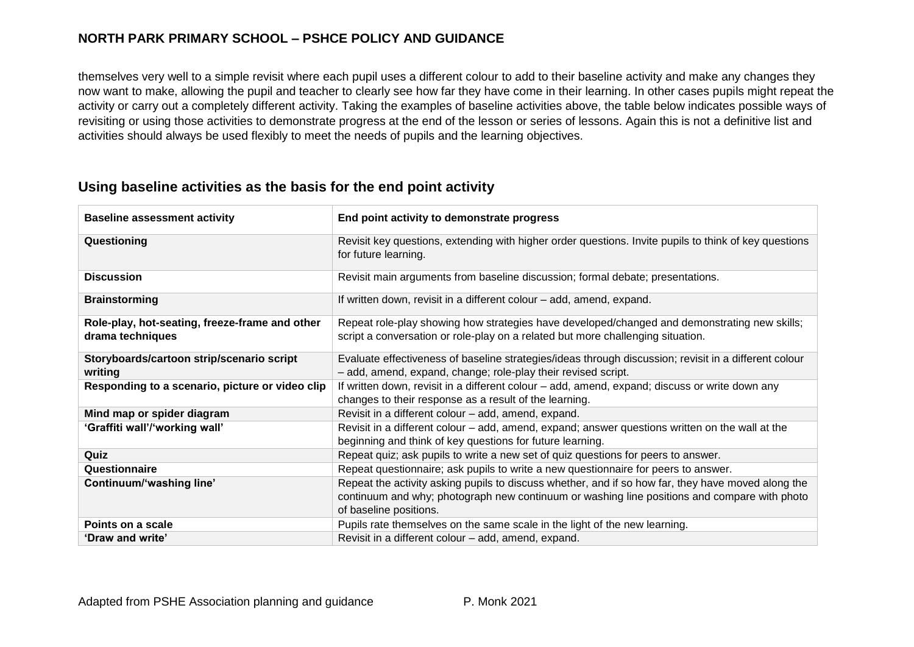themselves very well to a simple revisit where each pupil uses a different colour to add to their baseline activity and make any changes they now want to make, allowing the pupil and teacher to clearly see how far they have come in their learning. In other cases pupils might repeat the activity or carry out a completely different activity. Taking the examples of baseline activities above, the table below indicates possible ways of revisiting or using those activities to demonstrate progress at the end of the lesson or series of lessons. Again this is not a definitive list and activities should always be used flexibly to meet the needs of pupils and the learning objectives.

## Using baseline activities as the basis for the end point activity

| Baseline assessment activity | End point activity to demonstrate progress |
|---|---|
| **Questioning** | Revisit key questions, extending with higher order questions. Invite pupils to think of key questions for future learning. |
| **Discussion** | Revisit main arguments from baseline discussion; formal debate; presentations. |
| **Brainstorming** | If written down, revisit in a different colour – add, amend, expand. |
| **Role-play, hot-seating, freeze-frame and other drama techniques** | Repeat role-play showing how strategies have developed/changed and demonstrating new skills; script a conversation or role-play on a related but more challenging situation. |
| **Storyboards/cartoon strip/scenario script writing** | Evaluate effectiveness of baseline strategies/ideas through discussion; revisit in a different colour – add, amend, expand, change; role-play their revised script. |
| **Responding to a scenario, picture or video clip** | If written down, revisit in a different colour – add, amend, expand; discuss or write down any changes to their response as a result of the learning. |
| **Mind map or spider diagram** | Revisit in a different colour – add, amend, expand. |
| **'Graffiti wall'/'working wall'** | Revisit in a different colour – add, amend, expand; answer questions written on the wall at the beginning and think of key questions for future learning. |
| **Quiz** | Repeat quiz; ask pupils to write a new set of quiz questions for peers to answer. |
| **Questionnaire** | Repeat questionnaire; ask pupils to write a new questionnaire for peers to answer. |
| **Continuum/'washing line'** | Repeat the activity asking pupils to discuss whether, and if so how far, they have moved along the continuum and why; photograph new continuum or washing line positions and compare with photo of baseline positions. |
| **Points on a scale** | Pupils rate themselves on the same scale in the light of the new learning. |
| **'Draw and write'** | Revisit in a different colour – add, amend, expand. |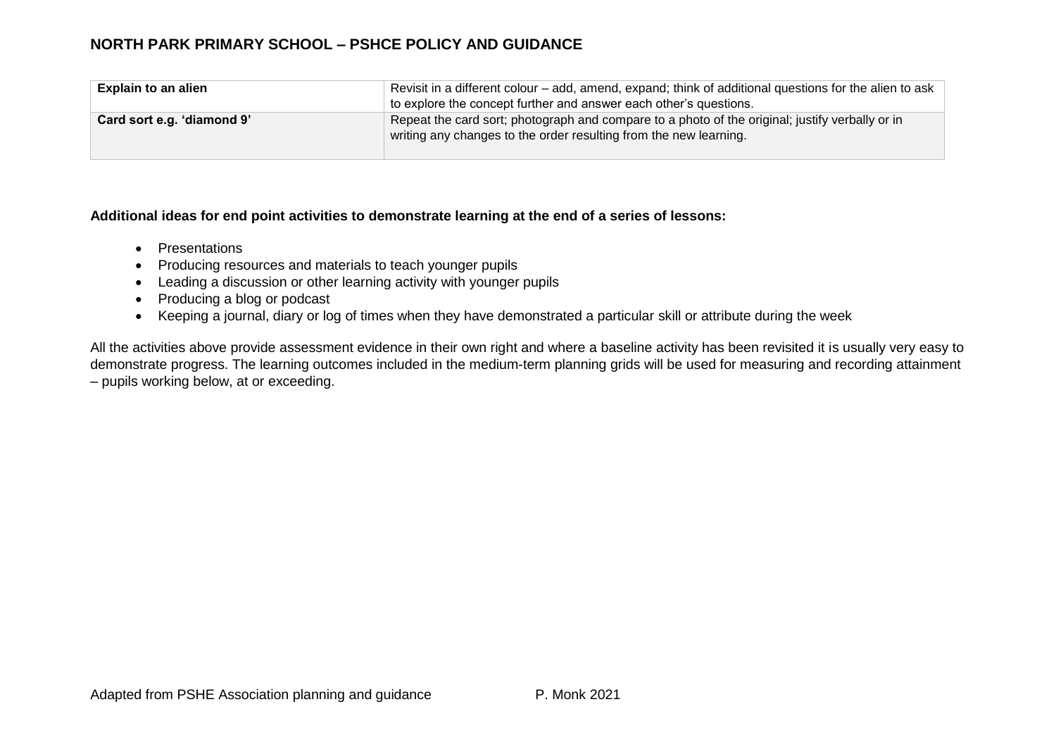| Explain to an alien | Revisit in a different colour – add, amend, expand; think of additional questions for the alien to ask to explore the concept further and answer each other's questions. |
|---|---|
| Card sort e.g. 'diamond 9' | Repeat the card sort; photograph and compare to a photo of the original; justify verbally or in writing any changes to the order resulting from the new learning. |

**Additional ideas for end point activities to demonstrate learning at the end of a series of lessons:**

- Presentations
- Producing resources and materials to teach younger pupils
- Leading a discussion or other learning activity with younger pupils
- Producing a blog or podcast
- Keeping a journal, diary or log of times when they have demonstrated a particular skill or attribute during the week

All the activities above provide assessment evidence in their own right and where a baseline activity has been revisited it is usually very easy to demonstrate progress. The learning outcomes included in the medium-term planning grids will be used for measuring and recording attainment – pupils working below, at or exceeding.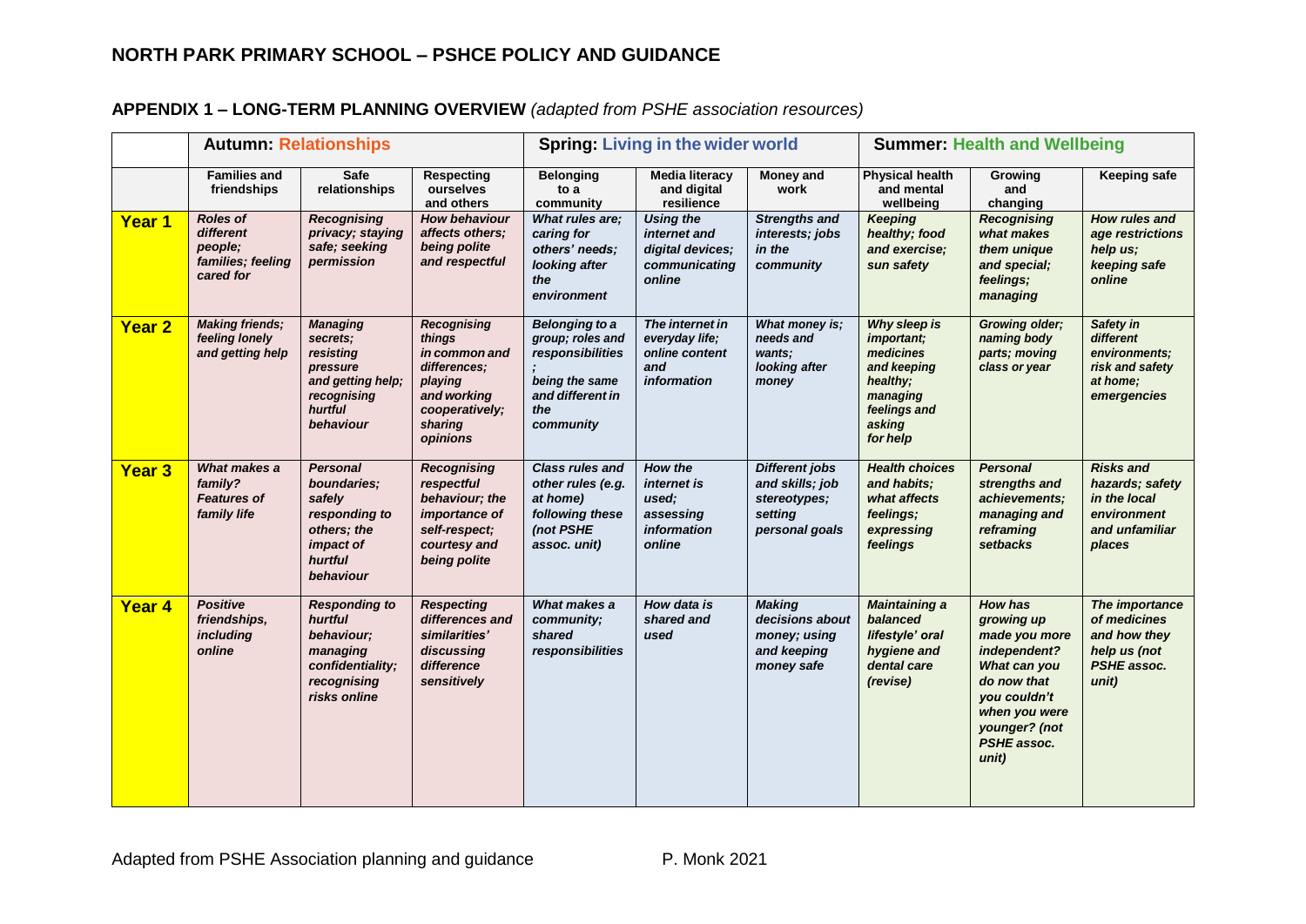## NORTH PARK PRIMARY SCHOOL – PSHCE POLICY AND GUIDANCE

### APPENDIX 1 – LONG-TERM PLANNING OVERVIEW *(adapted from PSHE association resources)*

| | **Autumn: Relationships** | | | **Spring: Living in the wider world** | | | **Summer: Health and Wellbeing** | | |
|---|---|---|---|---|---|---|---|---|---|
| | **Families and friendships** | **Safe relationships** | **Respecting ourselves and others** | **Belonging to a community** | **Media literacy and digital resilience** | **Money and work** | **Physical health and mental wellbeing** | **Growing and changing** | **Keeping safe** |
| **Year 1** | *Roles of different people; families; feeling cared for* | *Recognising privacy; staying safe; seeking permission* | *How behaviour affects others; being polite and respectful* | *What rules are; caring for others' needs; looking after the environment* | *Using the internet and digital devices; communicating online* | *Strengths and interests; jobs in the community* | *Keeping healthy; food and exercise; sun safety* | *Recognising what makes them unique and special; feelings; managing* | *How rules and age restrictions help us; keeping safe online* |
| **Year 2** | *Making friends; feeling lonely and getting help* | *Managing secrets; resisting pressure and getting help; recognising hurtful behaviour* | *Recognising things in common and differences; playing and working cooperatively; sharing opinions* | *Belonging to a group; roles and responsibilities ; being the same and different in the community* | *The internet in everyday life; online content and information* | *What money is; needs and wants; looking after money* | *Why sleep is important; medicines and keeping healthy; managing feelings and asking for help* | *Growing older; naming body parts; moving class or year* | *Safety in different environments; risk and safety at home; emergencies* |
| **Year 3** | *What makes a family? Features of family life* | *Personal boundaries; safely responding to others; the impact of hurtful behaviour* | *Recognising respectful behaviour; the importance of self-respect; courtesy and being polite* | *Class rules and other rules (e.g. at home) following these (not PSHE assoc. unit)* | *How the internet is used; assessing information online* | *Different jobs and skills; job stereotypes; setting personal goals* | *Health choices and habits; what affects feelings; expressing feelings* | *Personal strengths and achievements; managing and reframing setbacks* | *Risks and hazards; safety in the local environment and unfamiliar places* |
| **Year 4** | *Positive friendships, including online* | *Responding to hurtful behaviour; managing confidentiality; recognising risks online* | *Respecting differences and similarities' discussing difference sensitively* | *What makes a community; shared responsibilities* | *How data is shared and used* | *Making decisions about money; using and keeping money safe* | *Maintaining a balanced lifestyle' oral hygiene and dental care (revise)* | *How has growing up made you more independent? What can you do now that you couldn't when you were younger? (not PSHE assoc. unit)* | *The importance of medicines and how they help us (not PSHE assoc. unit)* |

Adapted from PSHE Association planning and guidance P. Monk 2021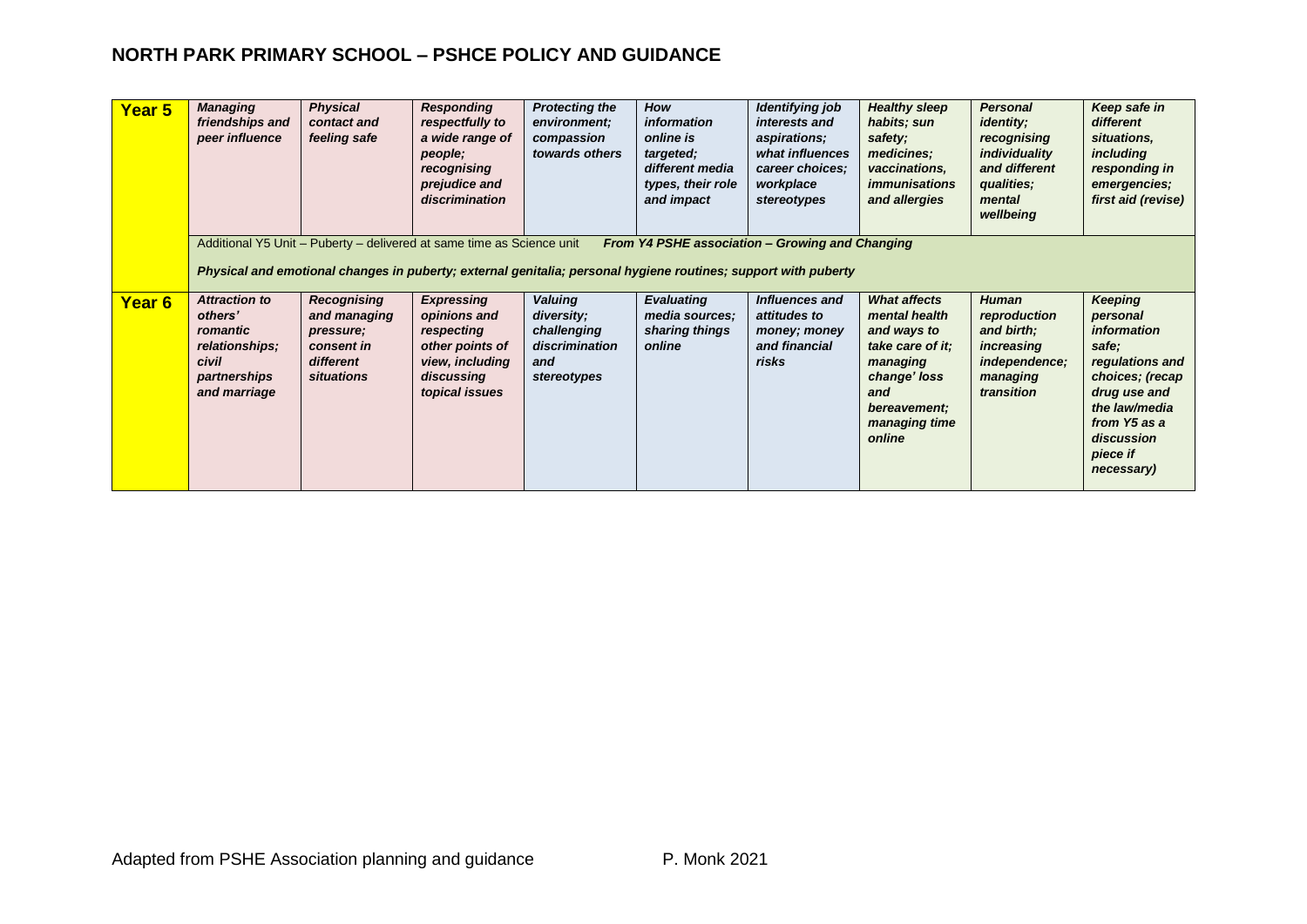## NORTH PARK PRIMARY SCHOOL – PSHCE POLICY AND GUIDANCE

| | | | | | | | | | |
|---|---|---|---|---|---|---|---|---|---|
| **Year 5** | ***Managing friendships and peer influence*** | ***Physical contact and feeling safe*** | ***Responding respectfully to a wide range of people; recognising prejudice and discrimination*** | ***Protecting the environment; compassion towards others*** | ***How information online is targeted; different media types, their role and impact*** | ***Identifying job interests and aspirations; what influences career choices; workplace stereotypes*** | ***Healthy sleep habits; sun safety; medicines; vaccinations, immunisations and allergies*** | ***Personal identity; recognising individuality and different qualities; mental wellbeing*** | ***Keep safe in different situations, including responding in emergencies; first aid (revise)*** |
| | Additional Y5 Unit – Puberty – delivered at same time as Science unit ***From Y4 PSHE association – Growing and Changing*** ***Physical and emotional changes in puberty; external genitalia; personal hygiene routines; support with puberty*** | | | | | | | | |
| **Year 6** | ***Attraction to others' romantic relationships; civil partnerships and marriage*** | ***Recognising and managing pressure; consent in different situations*** | ***Expressing opinions and respecting other points of view, including discussing topical issues*** | ***Valuing diversity; challenging discrimination and stereotypes*** | ***Evaluating media sources; sharing things online*** | ***Influences and attitudes to money; money and financial risks*** | ***What affects mental health and ways to take care of it; managing change' loss and bereavement; managing time online*** | ***Human reproduction and birth; increasing independence; managing transition*** | ***Keeping personal information safe; regulations and choices; (recap drug use and the law/media from Y5 as a discussion piece if necessary)*** |

Adapted from PSHE Association planning and guidance P. Monk 2021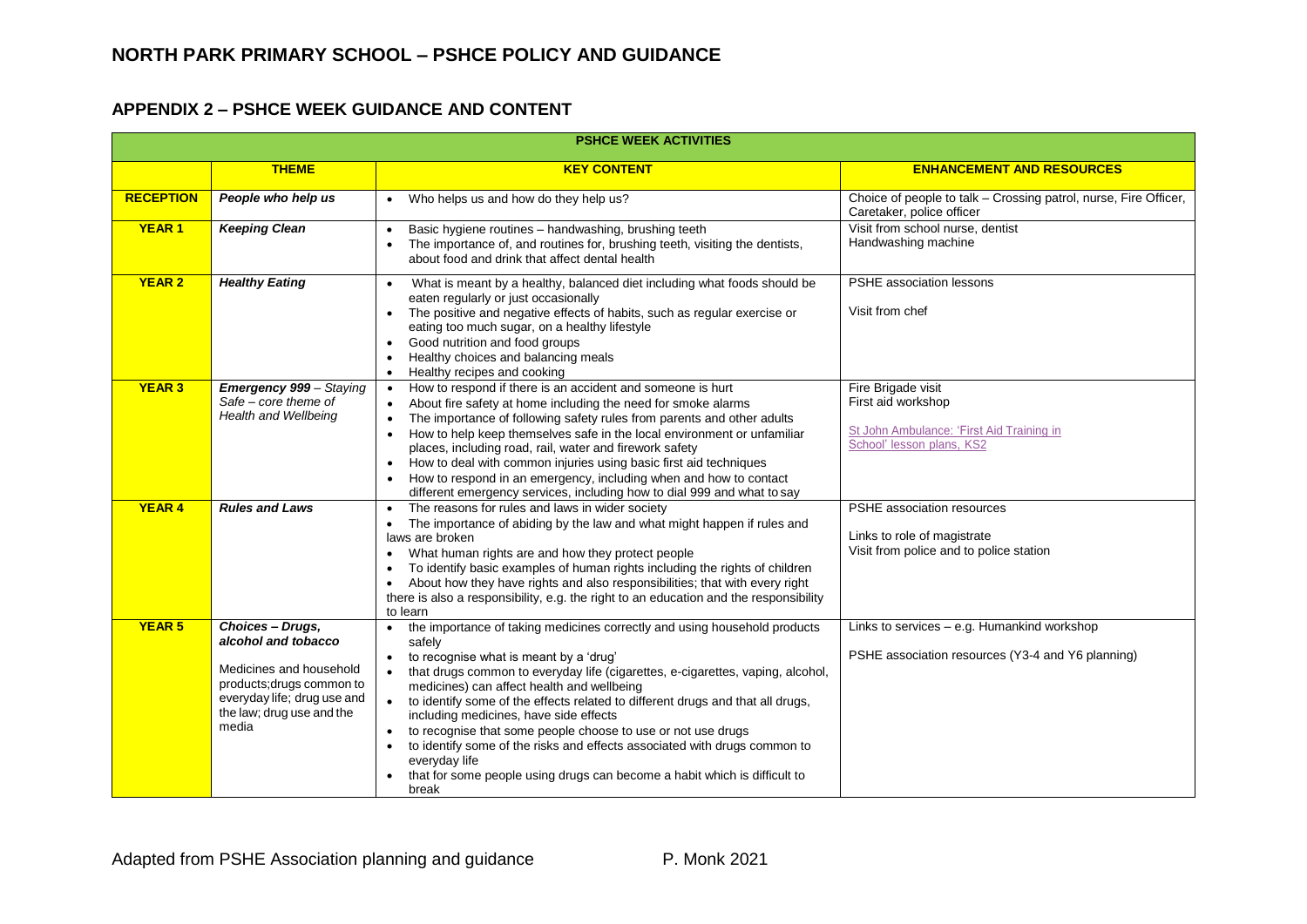# NORTH PARK PRIMARY SCHOOL – PSHCE POLICY AND GUIDANCE

## APPENDIX 2 – PSHCE WEEK GUIDANCE AND CONTENT

| PSHCE WEEK ACTIVITIES | | | |
|---|---|---|---|
| | **THEME** | **KEY CONTENT** | **ENHANCEMENT AND RESOURCES** |
| **RECEPTION** | ***People who help us*** | • Who helps us and how do they help us? | Choice of people to talk – Crossing patrol, nurse, Fire Officer, Caretaker, police officer |
| **YEAR 1** | ***Keeping Clean*** | • Basic hygiene routines – handwashing, brushing teeth<br>• The importance of, and routines for, brushing teeth, visiting the dentists, about food and drink that affect dental health | Visit from school nurse, dentist<br>Handwashing machine |
| **YEAR 2** | ***Healthy Eating*** | • What is meant by a healthy, balanced diet including what foods should be eaten regularly or just occasionally<br>• The positive and negative effects of habits, such as regular exercise or eating too much sugar, on a healthy lifestyle<br>• Good nutrition and food groups<br>• Healthy choices and balancing meals<br>• Healthy recipes and cooking | PSHE association lessons<br><br>Visit from chef |
| **YEAR 3** | ***Emergency 999** – Staying Safe – core theme of Health and Wellbeing* | • How to respond if there is an accident and someone is hurt<br>• About fire safety at home including the need for smoke alarms<br>• The importance of following safety rules from parents and other adults<br>• How to help keep themselves safe in the local environment or unfamiliar places, including road, rail, water and firework safety<br>• How to deal with common injuries using basic first aid techniques<br>• How to respond in an emergency, including when and how to contact different emergency services, including how to dial 999 and what to say | Fire Brigade visit<br>First aid workshop<br><br>St John Ambulance: 'First Aid Training in School' lesson plans, KS2 |
| **YEAR 4** | ***Rules and Laws*** | • The reasons for rules and laws in wider society<br>• The importance of abiding by the law and what might happen if rules and laws are broken<br>• What human rights are and how they protect people<br>• To identify basic examples of human rights including the rights of children<br>• About how they have rights and also responsibilities; that with every right there is also a responsibility, e.g. the right to an education and the responsibility to learn | PSHE association resources<br><br>Links to role of magistrate<br>Visit from police and to police station |
| **YEAR 5** | ***Choices – Drugs, alcohol and tobacco***<br><br>Medicines and household products;drugs common to everyday life; drug use and the law; drug use and the media | • the importance of taking medicines correctly and using household products safely<br>• to recognise what is meant by a 'drug'<br>• that drugs common to everyday life (cigarettes, e-cigarettes, vaping, alcohol, medicines) can affect health and wellbeing<br>• to identify some of the effects related to different drugs and that all drugs, including medicines, have side effects<br>• to recognise that some people choose to use or not use drugs<br>• to identify some of the risks and effects associated with drugs common to everyday life<br>• that for some people using drugs can become a habit which is difficult to break | Links to services – e.g. Humankind workshop<br><br>PSHE association resources (Y3-4 and Y6 planning) |

Adapted from PSHE Association planning and guidance P. Monk 2021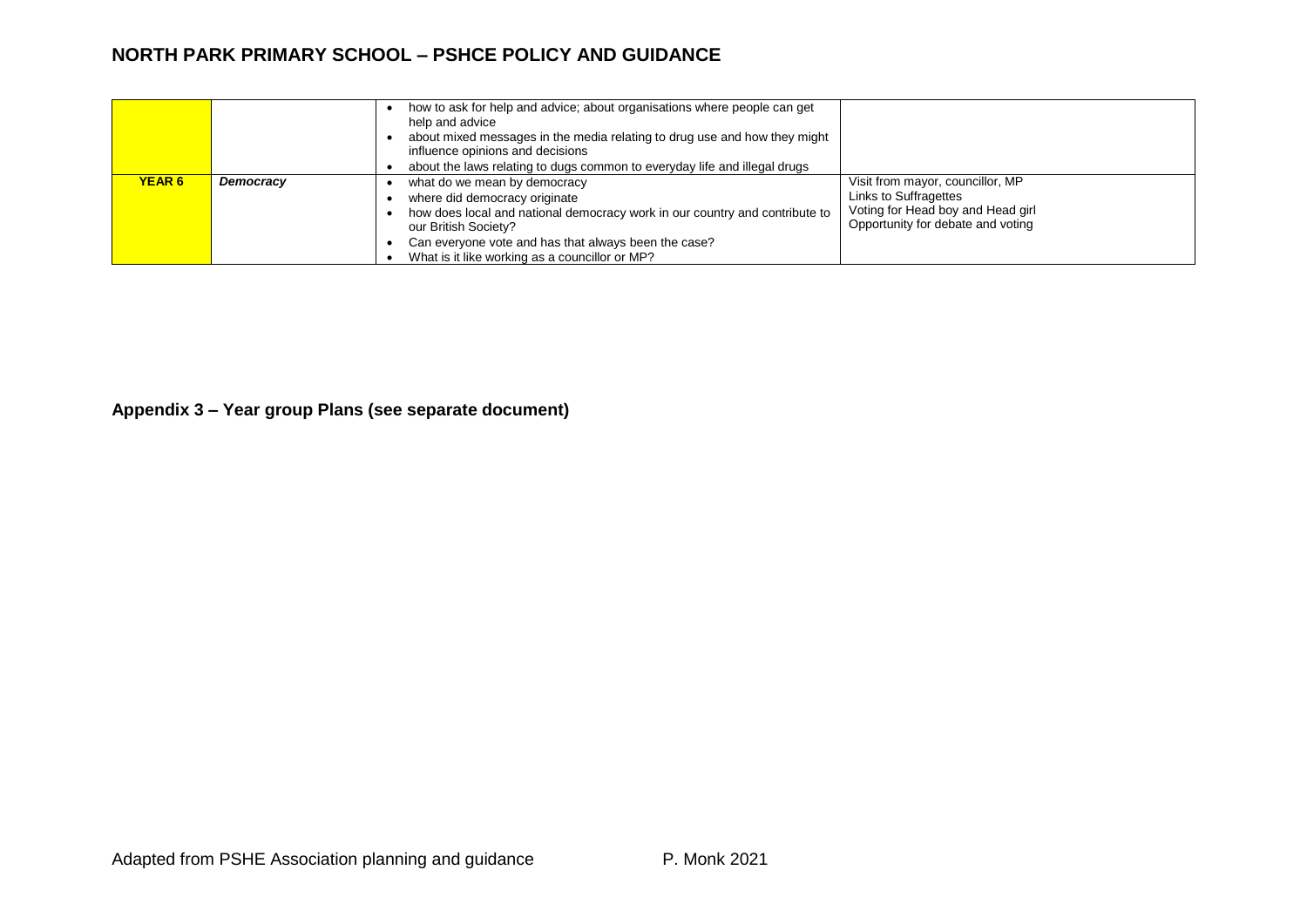| | | | |
|---|---|---|---|
| | | • how to ask for help and advice; about organisations where people can get help and advice<br>• about mixed messages in the media relating to drug use and how they might influence opinions and decisions<br>• about the laws relating to dugs common to everyday life and illegal drugs | |
| **YEAR 6** | ***Democracy*** | • what do we mean by democracy<br>• where did democracy originate<br>• how does local and national democracy work in our country and contribute to our British Society?<br>• Can everyone vote and has that always been the case?<br>• What is it like working as a councillor or MP? | Visit from mayor, councillor, MP<br>Links to Suffragettes<br>Voting for Head boy and Head girl<br>Opportunity for debate and voting |

**Appendix 3 – Year group Plans (see separate document)**